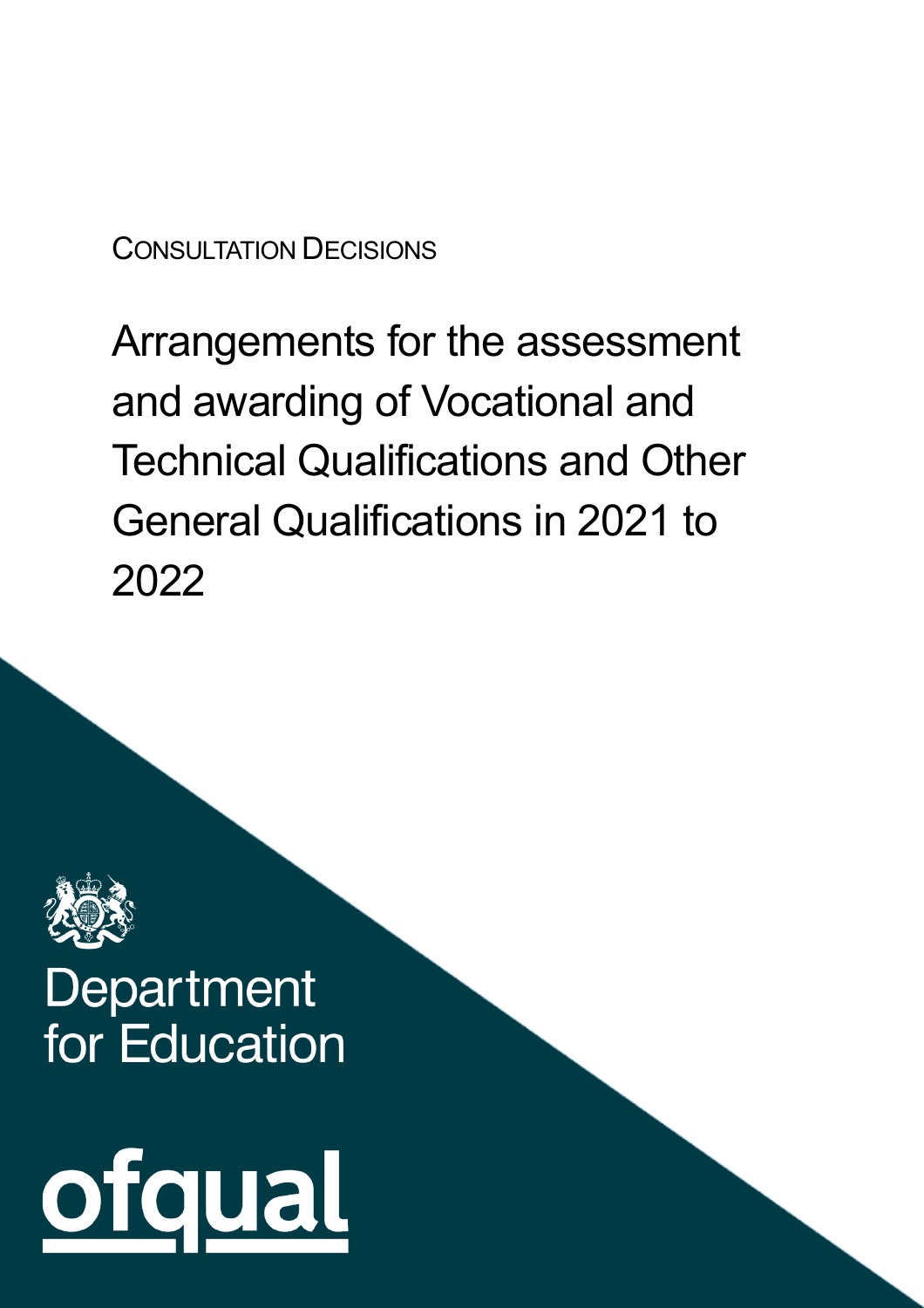CONSULTATION DECISIONS

# Arrangements for the assessment and awarding of Vocational and Technical Qualifications and Other General Qualifications in 2021 to 2022

Department for Education

ofqual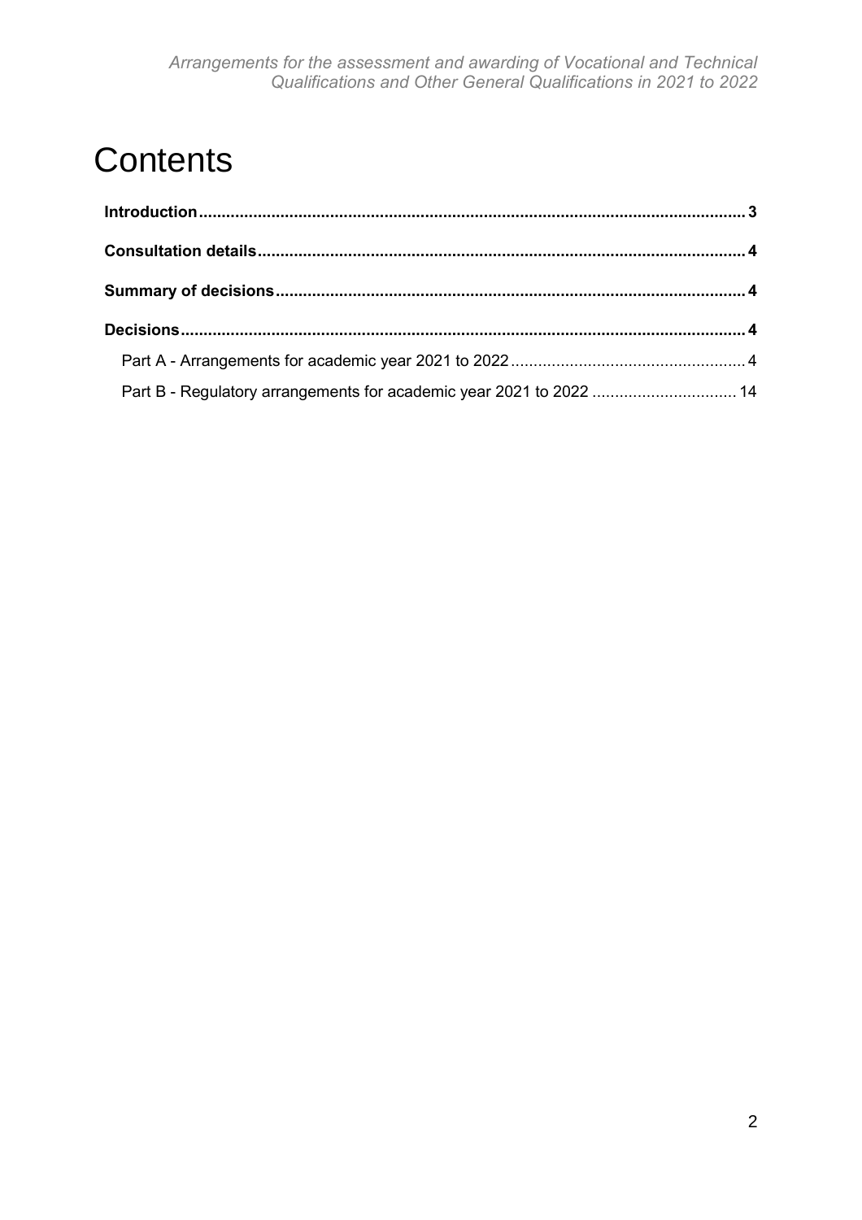# Contents

**Introduction** ........................................................................................................................ **3**

**Consultation details** ........................................................................................................... **4**

**Summary of decisions** ....................................................................................................... **4**

**Decisions** ........................................................................................................................... **4**

Part A - Arrangements for academic year 2021 to 2022 ................................................... 4

Part B - Regulatory arrangements for academic year 2021 to 2022 ................................ 14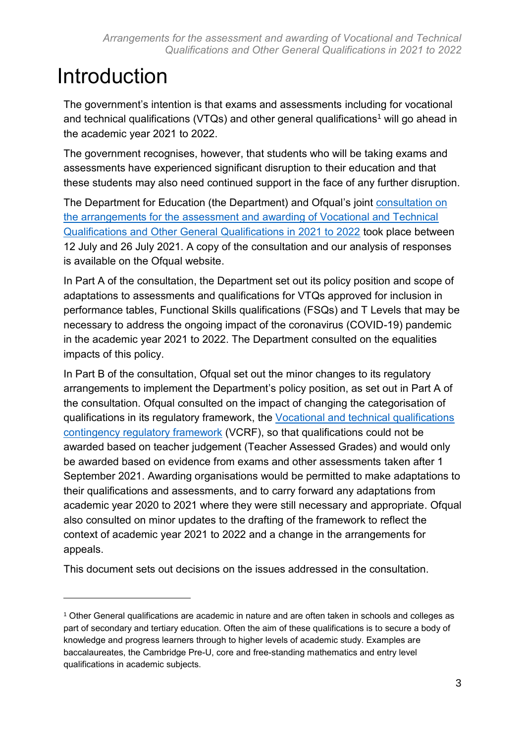# Introduction

The government's intention is that exams and assessments including for vocational and technical qualifications (VTQs) and other general qualifications[1] will go ahead in the academic year 2021 to 2022.

The government recognises, however, that students who will be taking exams and assessments have experienced significant disruption to their education and that these students may also need continued support in the face of any further disruption.

The Department for Education (the Department) and Ofqual's joint consultation on the arrangements for the assessment and awarding of Vocational and Technical Qualifications and Other General Qualifications in 2021 to 2022 took place between 12 July and 26 July 2021. A copy of the consultation and our analysis of responses is available on the Ofqual website.

In Part A of the consultation, the Department set out its policy position and scope of adaptations to assessments and qualifications for VTQs approved for inclusion in performance tables, Functional Skills qualifications (FSQs) and T Levels that may be necessary to address the ongoing impact of the coronavirus (COVID-19) pandemic in the academic year 2021 to 2022. The Department consulted on the equalities impacts of this policy.

In Part B of the consultation, Ofqual set out the minor changes to its regulatory arrangements to implement the Department's policy position, as set out in Part A of the consultation. Ofqual consulted on the impact of changing the categorisation of qualifications in its regulatory framework, the Vocational and technical qualifications contingency regulatory framework (VCRF), so that qualifications could not be awarded based on teacher judgement (Teacher Assessed Grades) and would only be awarded based on evidence from exams and other assessments taken after 1 September 2021. Awarding organisations would be permitted to make adaptations to their qualifications and assessments, and to carry forward any adaptations from academic year 2020 to 2021 where they were still necessary and appropriate. Ofqual also consulted on minor updates to the drafting of the framework to reflect the context of academic year 2021 to 2022 and a change in the arrangements for appeals.

This document sets out decisions on the issues addressed in the consultation.

---

[1] Other General qualifications are academic in nature and are often taken in schools and colleges as part of secondary and tertiary education. Often the aim of these qualifications is to secure a body of knowledge and progress learners through to higher levels of academic study. Examples are baccalaureates, the Cambridge Pre-U, core and free-standing mathematics and entry level qualifications in academic subjects.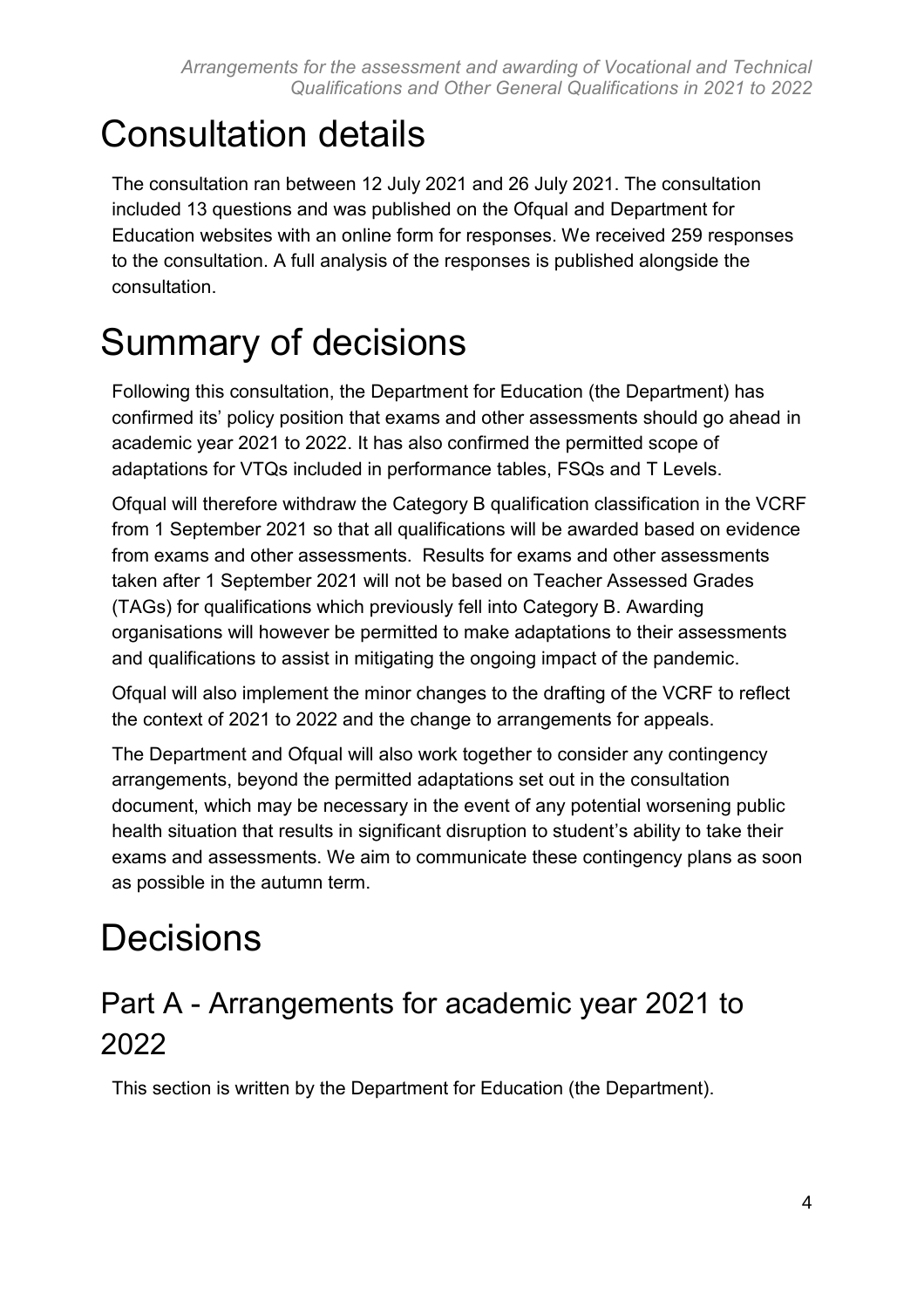# Consultation details

The consultation ran between 12 July 2021 and 26 July 2021. The consultation included 13 questions and was published on the Ofqual and Department for Education websites with an online form for responses. We received 259 responses to the consultation. A full analysis of the responses is published alongside the consultation.

# Summary of decisions

Following this consultation, the Department for Education (the Department) has confirmed its' policy position that exams and other assessments should go ahead in academic year 2021 to 2022. It has also confirmed the permitted scope of adaptations for VTQs included in performance tables, FSQs and T Levels.

Ofqual will therefore withdraw the Category B qualification classification in the VCRF from 1 September 2021 so that all qualifications will be awarded based on evidence from exams and other assessments. Results for exams and other assessments taken after 1 September 2021 will not be based on Teacher Assessed Grades (TAGs) for qualifications which previously fell into Category B. Awarding organisations will however be permitted to make adaptations to their assessments and qualifications to assist in mitigating the ongoing impact of the pandemic.

Ofqual will also implement the minor changes to the drafting of the VCRF to reflect the context of 2021 to 2022 and the change to arrangements for appeals.

The Department and Ofqual will also work together to consider any contingency arrangements, beyond the permitted adaptations set out in the consultation document, which may be necessary in the event of any potential worsening public health situation that results in significant disruption to student's ability to take their exams and assessments. We aim to communicate these contingency plans as soon as possible in the autumn term.

# Decisions

## Part A - Arrangements for academic year 2021 to 2022

This section is written by the Department for Education (the Department).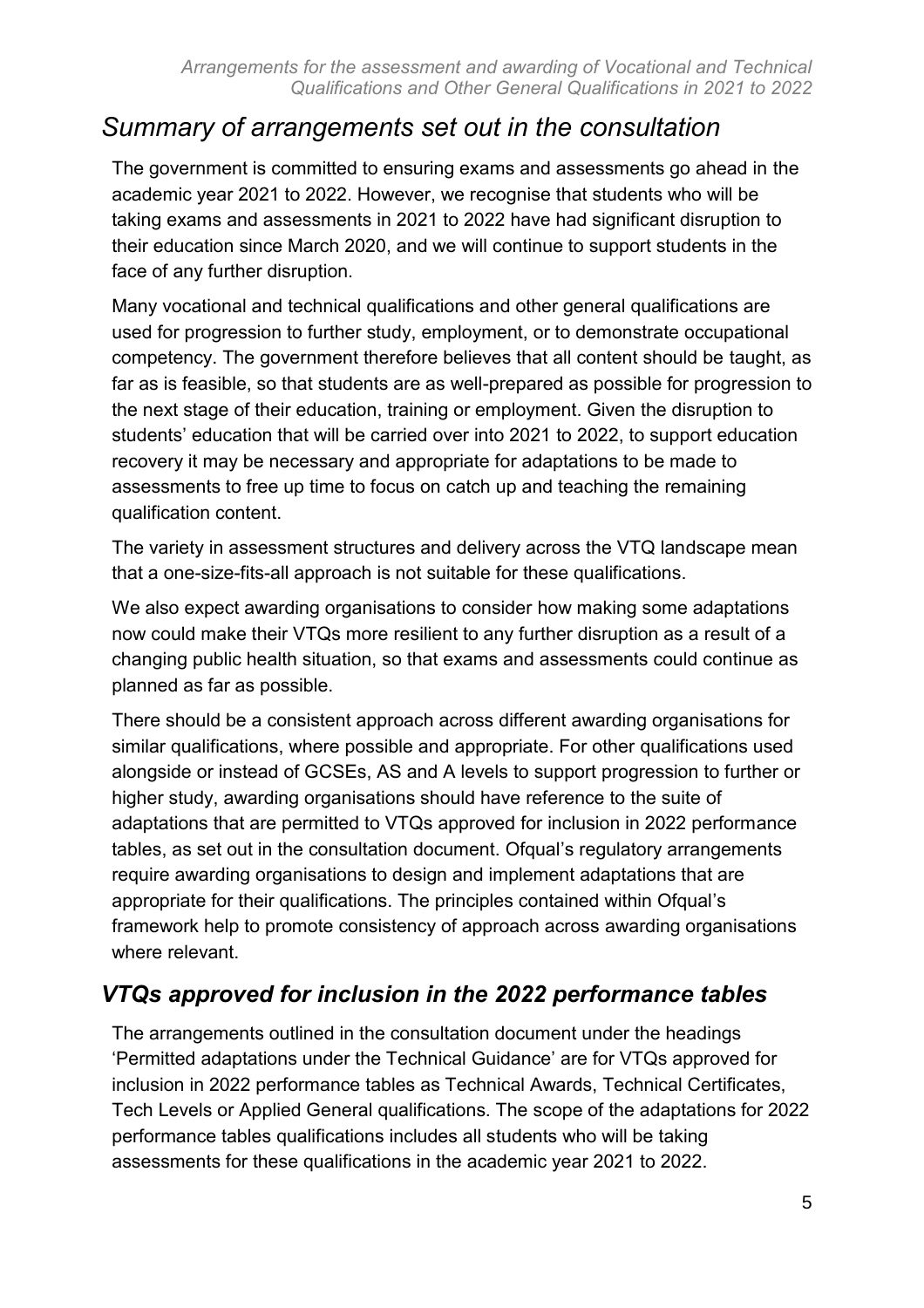## *Summary of arrangements set out in the consultation*

The government is committed to ensuring exams and assessments go ahead in the academic year 2021 to 2022. However, we recognise that students who will be taking exams and assessments in 2021 to 2022 have had significant disruption to their education since March 2020, and we will continue to support students in the face of any further disruption.

Many vocational and technical qualifications and other general qualifications are used for progression to further study, employment, or to demonstrate occupational competency. The government therefore believes that all content should be taught, as far as is feasible, so that students are as well-prepared as possible for progression to the next stage of their education, training or employment. Given the disruption to students' education that will be carried over into 2021 to 2022, to support education recovery it may be necessary and appropriate for adaptations to be made to assessments to free up time to focus on catch up and teaching the remaining qualification content.

The variety in assessment structures and delivery across the VTQ landscape mean that a one-size-fits-all approach is not suitable for these qualifications.

We also expect awarding organisations to consider how making some adaptations now could make their VTQs more resilient to any further disruption as a result of a changing public health situation, so that exams and assessments could continue as planned as far as possible.

There should be a consistent approach across different awarding organisations for similar qualifications, where possible and appropriate. For other qualifications used alongside or instead of GCSEs, AS and A levels to support progression to further or higher study, awarding organisations should have reference to the suite of adaptations that are permitted to VTQs approved for inclusion in 2022 performance tables, as set out in the consultation document. Ofqual's regulatory arrangements require awarding organisations to design and implement adaptations that are appropriate for their qualifications. The principles contained within Ofqual's framework help to promote consistency of approach across awarding organisations where relevant.

### *VTQs approved for inclusion in the 2022 performance tables*

The arrangements outlined in the consultation document under the headings 'Permitted adaptations under the Technical Guidance' are for VTQs approved for inclusion in 2022 performance tables as Technical Awards, Technical Certificates, Tech Levels or Applied General qualifications. The scope of the adaptations for 2022 performance tables qualifications includes all students who will be taking assessments for these qualifications in the academic year 2021 to 2022.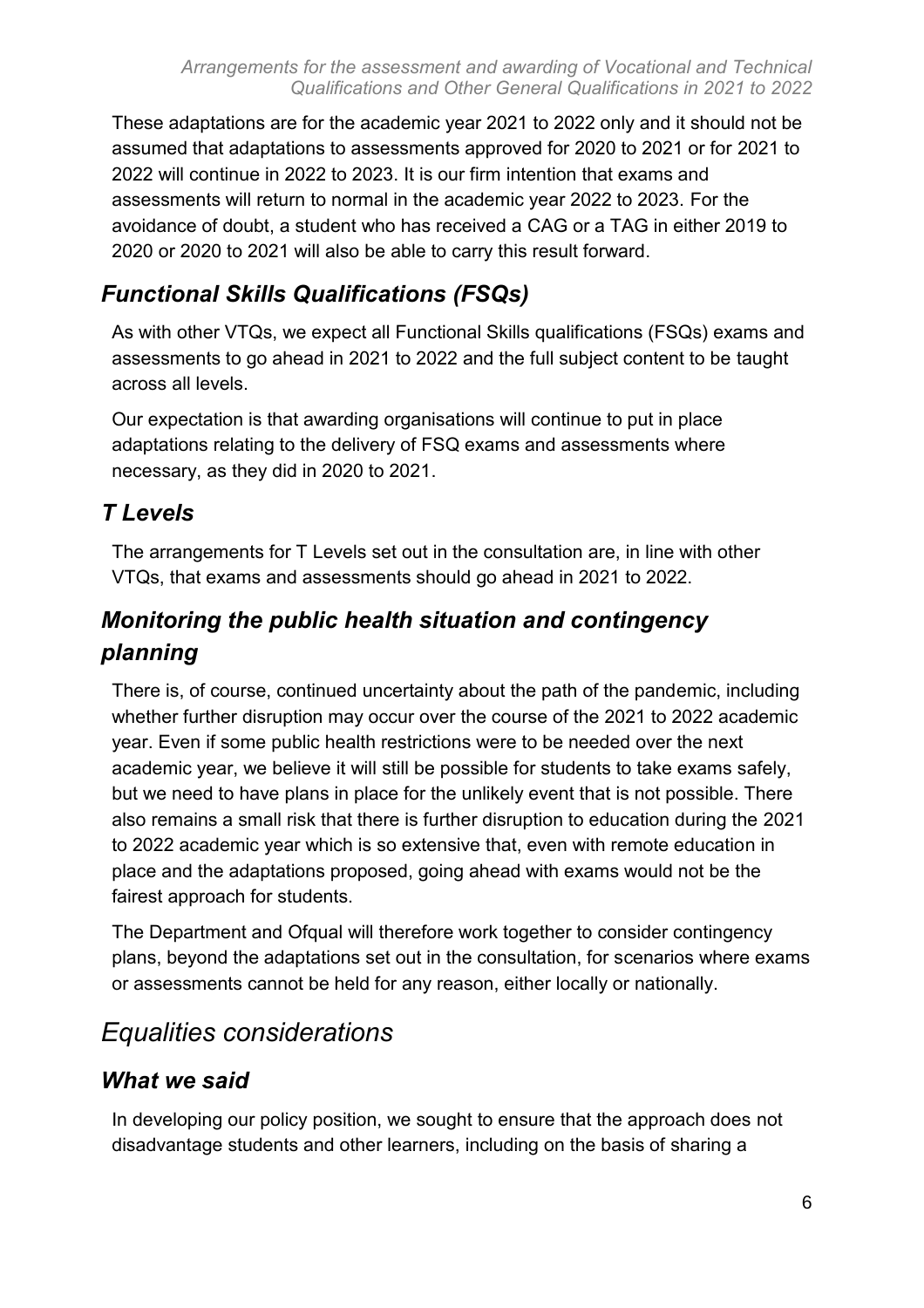These adaptations are for the academic year 2021 to 2022 only and it should not be assumed that adaptations to assessments approved for 2020 to 2021 or for 2021 to 2022 will continue in 2022 to 2023. It is our firm intention that exams and assessments will return to normal in the academic year 2022 to 2023. For the avoidance of doubt, a student who has received a CAG or a TAG in either 2019 to 2020 or 2020 to 2021 will also be able to carry this result forward.

### *Functional Skills Qualifications (FSQs)*

As with other VTQs, we expect all Functional Skills qualifications (FSQs) exams and assessments to go ahead in 2021 to 2022 and the full subject content to be taught across all levels.

Our expectation is that awarding organisations will continue to put in place adaptations relating to the delivery of FSQ exams and assessments where necessary, as they did in 2020 to 2021.

### *T Levels*

The arrangements for T Levels set out in the consultation are, in line with other VTQs, that exams and assessments should go ahead in 2021 to 2022.

### *Monitoring the public health situation and contingency planning*

There is, of course, continued uncertainty about the path of the pandemic, including whether further disruption may occur over the course of the 2021 to 2022 academic year. Even if some public health restrictions were to be needed over the next academic year, we believe it will still be possible for students to take exams safely, but we need to have plans in place for the unlikely event that is not possible. There also remains a small risk that there is further disruption to education during the 2021 to 2022 academic year which is so extensive that, even with remote education in place and the adaptations proposed, going ahead with exams would not be the fairest approach for students.

The Department and Ofqual will therefore work together to consider contingency plans, beyond the adaptations set out in the consultation, for scenarios where exams or assessments cannot be held for any reason, either locally or nationally.

## *Equalities considerations*

### *What we said*

In developing our policy position, we sought to ensure that the approach does not disadvantage students and other learners, including on the basis of sharing a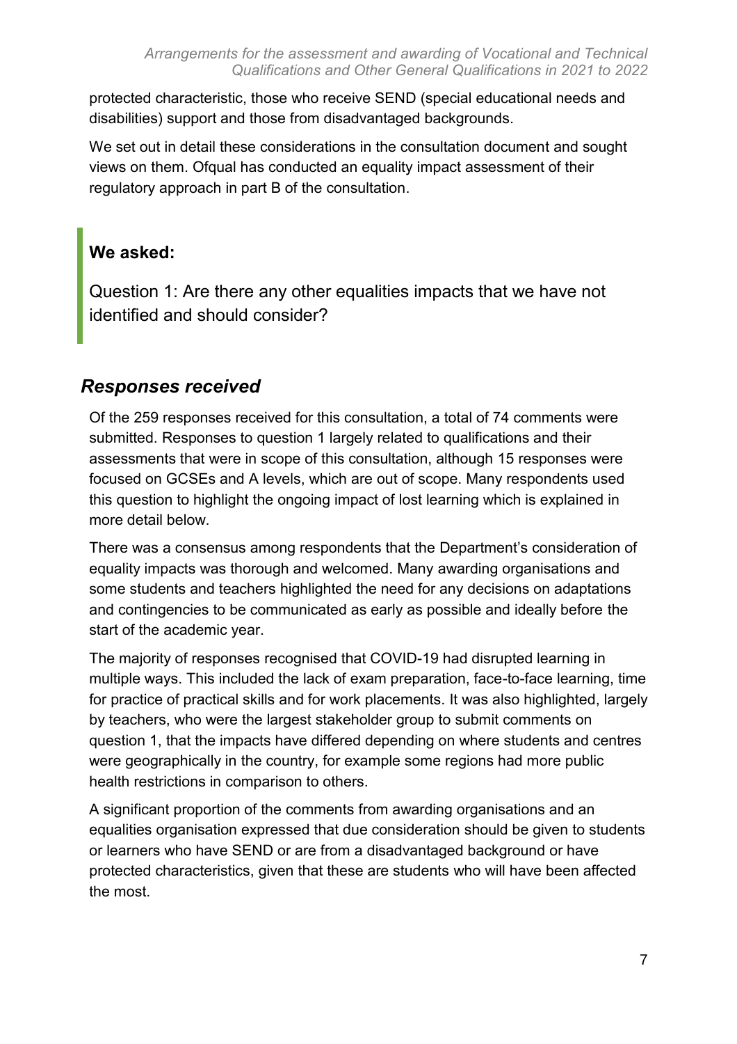protected characteristic, those who receive SEND (special educational needs and disabilities) support and those from disadvantaged backgrounds.

We set out in detail these considerations in the consultation document and sought views on them. Ofqual has conducted an equality impact assessment of their regulatory approach in part B of the consultation.

> **We asked:**
>
> Question 1: Are there any other equalities impacts that we have not identified and should consider?

## *Responses received*

Of the 259 responses received for this consultation, a total of 74 comments were submitted. Responses to question 1 largely related to qualifications and their assessments that were in scope of this consultation, although 15 responses were focused on GCSEs and A levels, which are out of scope. Many respondents used this question to highlight the ongoing impact of lost learning which is explained in more detail below.

There was a consensus among respondents that the Department's consideration of equality impacts was thorough and welcomed. Many awarding organisations and some students and teachers highlighted the need for any decisions on adaptations and contingencies to be communicated as early as possible and ideally before the start of the academic year.

The majority of responses recognised that COVID-19 had disrupted learning in multiple ways. This included the lack of exam preparation, face-to-face learning, time for practice of practical skills and for work placements. It was also highlighted, largely by teachers, who were the largest stakeholder group to submit comments on question 1, that the impacts have differed depending on where students and centres were geographically in the country, for example some regions had more public health restrictions in comparison to others.

A significant proportion of the comments from awarding organisations and an equalities organisation expressed that due consideration should be given to students or learners who have SEND or are from a disadvantaged background or have protected characteristics, given that these are students who will have been affected the most.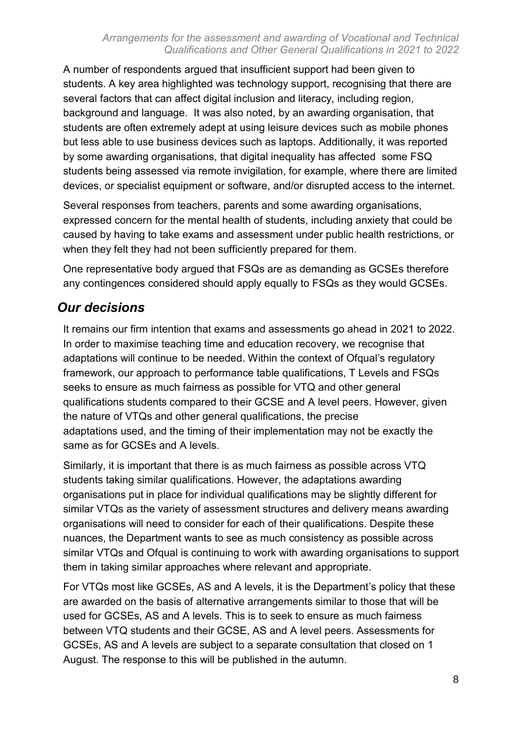A number of respondents argued that insufficient support had been given to students. A key area highlighted was technology support, recognising that there are several factors that can affect digital inclusion and literacy, including region, background and language. It was also noted, by an awarding organisation, that students are often extremely adept at using leisure devices such as mobile phones but less able to use business devices such as laptops. Additionally, it was reported by some awarding organisations, that digital inequality has affected some FSQ students being assessed via remote invigilation, for example, where there are limited devices, or specialist equipment or software, and/or disrupted access to the internet.

Several responses from teachers, parents and some awarding organisations, expressed concern for the mental health of students, including anxiety that could be caused by having to take exams and assessment under public health restrictions, or when they felt they had not been sufficiently prepared for them.

One representative body argued that FSQs are as demanding as GCSEs therefore any contingences considered should apply equally to FSQs as they would GCSEs.

## *Our decisions*

It remains our firm intention that exams and assessments go ahead in 2021 to 2022. In order to maximise teaching time and education recovery, we recognise that adaptations will continue to be needed. Within the context of Ofqual's regulatory framework, our approach to performance table qualifications, T Levels and FSQs seeks to ensure as much fairness as possible for VTQ and other general qualifications students compared to their GCSE and A level peers. However, given the nature of VTQs and other general qualifications, the precise adaptations used, and the timing of their implementation may not be exactly the same as for GCSEs and A levels.

Similarly, it is important that there is as much fairness as possible across VTQ students taking similar qualifications. However, the adaptations awarding organisations put in place for individual qualifications may be slightly different for similar VTQs as the variety of assessment structures and delivery means awarding organisations will need to consider for each of their qualifications. Despite these nuances, the Department wants to see as much consistency as possible across similar VTQs and Ofqual is continuing to work with awarding organisations to support them in taking similar approaches where relevant and appropriate.

For VTQs most like GCSEs, AS and A levels, it is the Department's policy that these are awarded on the basis of alternative arrangements similar to those that will be used for GCSEs, AS and A levels. This is to seek to ensure as much fairness between VTQ students and their GCSE, AS and A level peers. Assessments for GCSEs, AS and A levels are subject to a separate consultation that closed on 1 August. The response to this will be published in the autumn.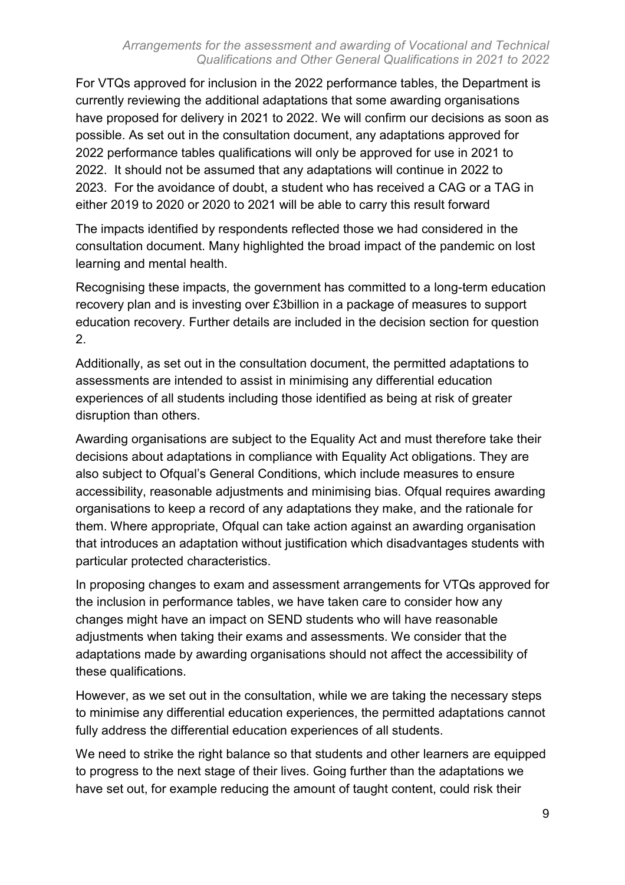For VTQs approved for inclusion in the 2022 performance tables, the Department is currently reviewing the additional adaptations that some awarding organisations have proposed for delivery in 2021 to 2022. We will confirm our decisions as soon as possible. As set out in the consultation document, any adaptations approved for 2022 performance tables qualifications will only be approved for use in 2021 to 2022. It should not be assumed that any adaptations will continue in 2022 to 2023. For the avoidance of doubt, a student who has received a CAG or a TAG in either 2019 to 2020 or 2020 to 2021 will be able to carry this result forward

The impacts identified by respondents reflected those we had considered in the consultation document. Many highlighted the broad impact of the pandemic on lost learning and mental health.

Recognising these impacts, the government has committed to a long-term education recovery plan and is investing over £3billion in a package of measures to support education recovery. Further details are included in the decision section for question 2.

Additionally, as set out in the consultation document, the permitted adaptations to assessments are intended to assist in minimising any differential education experiences of all students including those identified as being at risk of greater disruption than others.

Awarding organisations are subject to the Equality Act and must therefore take their decisions about adaptations in compliance with Equality Act obligations. They are also subject to Ofqual's General Conditions, which include measures to ensure accessibility, reasonable adjustments and minimising bias. Ofqual requires awarding organisations to keep a record of any adaptations they make, and the rationale for them. Where appropriate, Ofqual can take action against an awarding organisation that introduces an adaptation without justification which disadvantages students with particular protected characteristics.

In proposing changes to exam and assessment arrangements for VTQs approved for the inclusion in performance tables, we have taken care to consider how any changes might have an impact on SEND students who will have reasonable adjustments when taking their exams and assessments. We consider that the adaptations made by awarding organisations should not affect the accessibility of these qualifications.

However, as we set out in the consultation, while we are taking the necessary steps to minimise any differential education experiences, the permitted adaptations cannot fully address the differential education experiences of all students.

We need to strike the right balance so that students and other learners are equipped to progress to the next stage of their lives. Going further than the adaptations we have set out, for example reducing the amount of taught content, could risk their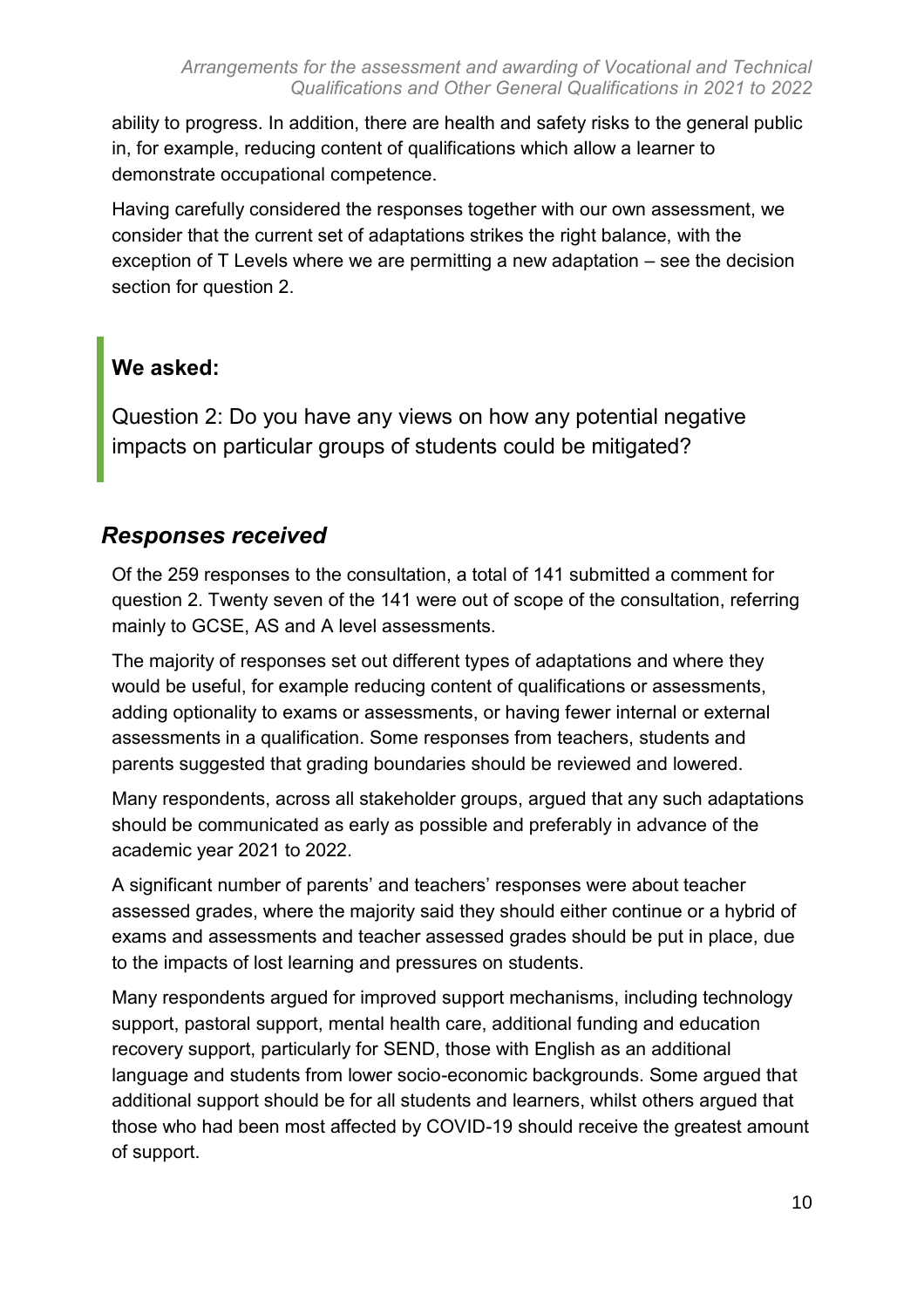ability to progress. In addition, there are health and safety risks to the general public in, for example, reducing content of qualifications which allow a learner to demonstrate occupational competence.

Having carefully considered the responses together with our own assessment, we consider that the current set of adaptations strikes the right balance, with the exception of T Levels where we are permitting a new adaptation – see the decision section for question 2.

> **We asked:**
>
> Question 2: Do you have any views on how any potential negative impacts on particular groups of students could be mitigated?

## *Responses received*

Of the 259 responses to the consultation, a total of 141 submitted a comment for question 2. Twenty seven of the 141 were out of scope of the consultation, referring mainly to GCSE, AS and A level assessments.

The majority of responses set out different types of adaptations and where they would be useful, for example reducing content of qualifications or assessments, adding optionality to exams or assessments, or having fewer internal or external assessments in a qualification. Some responses from teachers, students and parents suggested that grading boundaries should be reviewed and lowered.

Many respondents, across all stakeholder groups, argued that any such adaptations should be communicated as early as possible and preferably in advance of the academic year 2021 to 2022.

A significant number of parents' and teachers' responses were about teacher assessed grades, where the majority said they should either continue or a hybrid of exams and assessments and teacher assessed grades should be put in place, due to the impacts of lost learning and pressures on students.

Many respondents argued for improved support mechanisms, including technology support, pastoral support, mental health care, additional funding and education recovery support, particularly for SEND, those with English as an additional language and students from lower socio-economic backgrounds. Some argued that additional support should be for all students and learners, whilst others argued that those who had been most affected by COVID-19 should receive the greatest amount of support.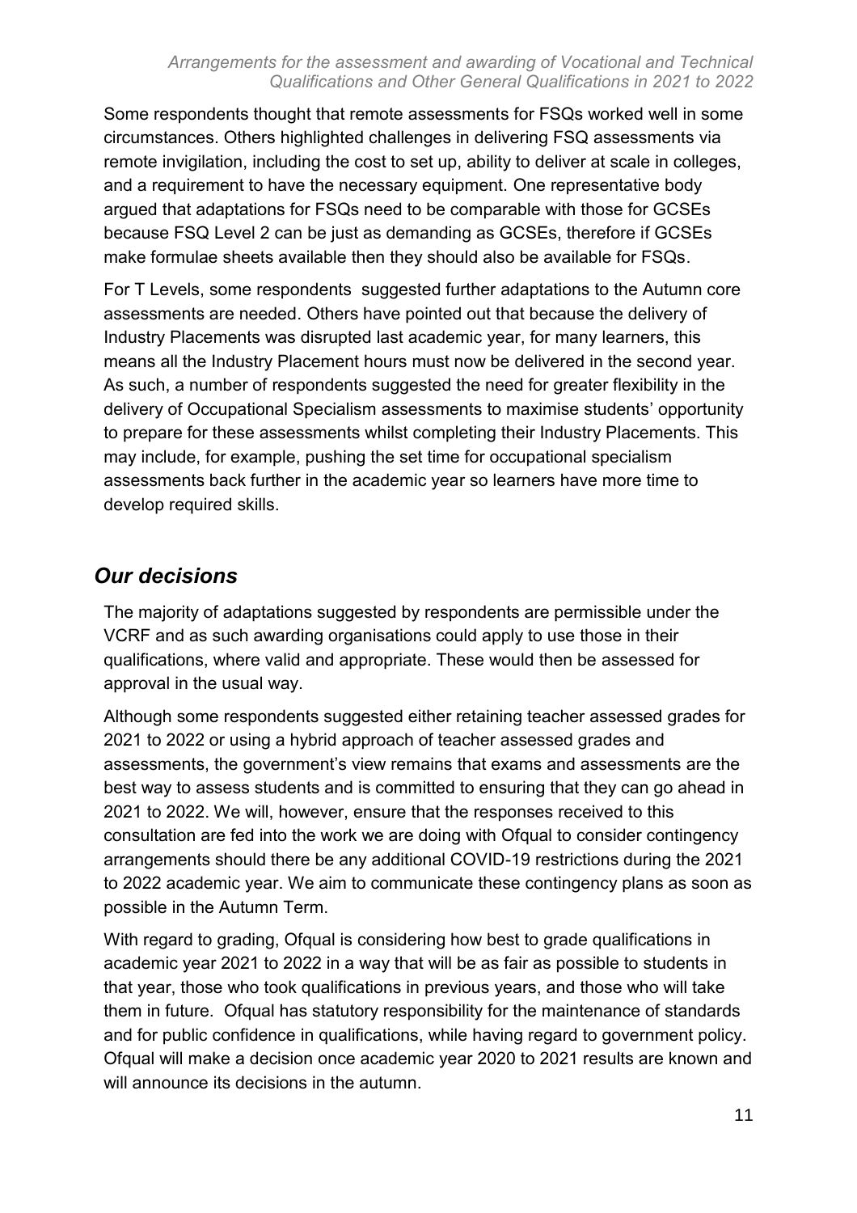Some respondents thought that remote assessments for FSQs worked well in some circumstances. Others highlighted challenges in delivering FSQ assessments via remote invigilation, including the cost to set up, ability to deliver at scale in colleges, and a requirement to have the necessary equipment. One representative body argued that adaptations for FSQs need to be comparable with those for GCSEs because FSQ Level 2 can be just as demanding as GCSEs, therefore if GCSEs make formulae sheets available then they should also be available for FSQs.

For T Levels, some respondents suggested further adaptations to the Autumn core assessments are needed. Others have pointed out that because the delivery of Industry Placements was disrupted last academic year, for many learners, this means all the Industry Placement hours must now be delivered in the second year. As such, a number of respondents suggested the need for greater flexibility in the delivery of Occupational Specialism assessments to maximise students' opportunity to prepare for these assessments whilst completing their Industry Placements. This may include, for example, pushing the set time for occupational specialism assessments back further in the academic year so learners have more time to develop required skills.

## *Our decisions*

The majority of adaptations suggested by respondents are permissible under the VCRF and as such awarding organisations could apply to use those in their qualifications, where valid and appropriate. These would then be assessed for approval in the usual way.

Although some respondents suggested either retaining teacher assessed grades for 2021 to 2022 or using a hybrid approach of teacher assessed grades and assessments, the government's view remains that exams and assessments are the best way to assess students and is committed to ensuring that they can go ahead in 2021 to 2022. We will, however, ensure that the responses received to this consultation are fed into the work we are doing with Ofqual to consider contingency arrangements should there be any additional COVID-19 restrictions during the 2021 to 2022 academic year. We aim to communicate these contingency plans as soon as possible in the Autumn Term.

With regard to grading, Ofqual is considering how best to grade qualifications in academic year 2021 to 2022 in a way that will be as fair as possible to students in that year, those who took qualifications in previous years, and those who will take them in future. Ofqual has statutory responsibility for the maintenance of standards and for public confidence in qualifications, while having regard to government policy. Ofqual will make a decision once academic year 2020 to 2021 results are known and will announce its decisions in the autumn.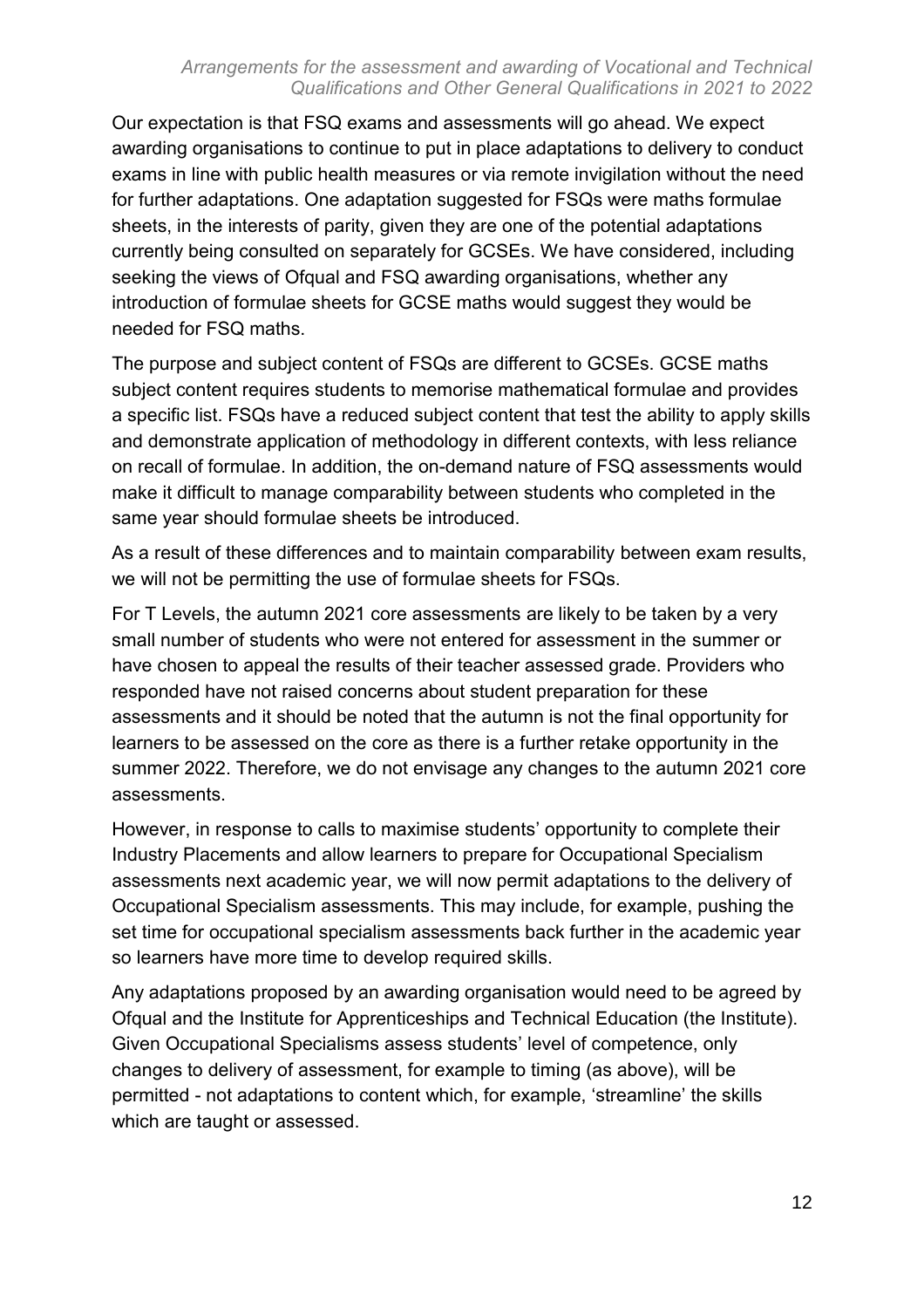Our expectation is that FSQ exams and assessments will go ahead. We expect awarding organisations to continue to put in place adaptations to delivery to conduct exams in line with public health measures or via remote invigilation without the need for further adaptations. One adaptation suggested for FSQs were maths formulae sheets, in the interests of parity, given they are one of the potential adaptations currently being consulted on separately for GCSEs. We have considered, including seeking the views of Ofqual and FSQ awarding organisations, whether any introduction of formulae sheets for GCSE maths would suggest they would be needed for FSQ maths.

The purpose and subject content of FSQs are different to GCSEs. GCSE maths subject content requires students to memorise mathematical formulae and provides a specific list. FSQs have a reduced subject content that test the ability to apply skills and demonstrate application of methodology in different contexts, with less reliance on recall of formulae. In addition, the on-demand nature of FSQ assessments would make it difficult to manage comparability between students who completed in the same year should formulae sheets be introduced.

As a result of these differences and to maintain comparability between exam results, we will not be permitting the use of formulae sheets for FSQs.

For T Levels, the autumn 2021 core assessments are likely to be taken by a very small number of students who were not entered for assessment in the summer or have chosen to appeal the results of their teacher assessed grade. Providers who responded have not raised concerns about student preparation for these assessments and it should be noted that the autumn is not the final opportunity for learners to be assessed on the core as there is a further retake opportunity in the summer 2022. Therefore, we do not envisage any changes to the autumn 2021 core assessments.

However, in response to calls to maximise students' opportunity to complete their Industry Placements and allow learners to prepare for Occupational Specialism assessments next academic year, we will now permit adaptations to the delivery of Occupational Specialism assessments. This may include, for example, pushing the set time for occupational specialism assessments back further in the academic year so learners have more time to develop required skills.

Any adaptations proposed by an awarding organisation would need to be agreed by Ofqual and the Institute for Apprenticeships and Technical Education (the Institute). Given Occupational Specialisms assess students' level of competence, only changes to delivery of assessment, for example to timing (as above), will be permitted - not adaptations to content which, for example, 'streamline' the skills which are taught or assessed.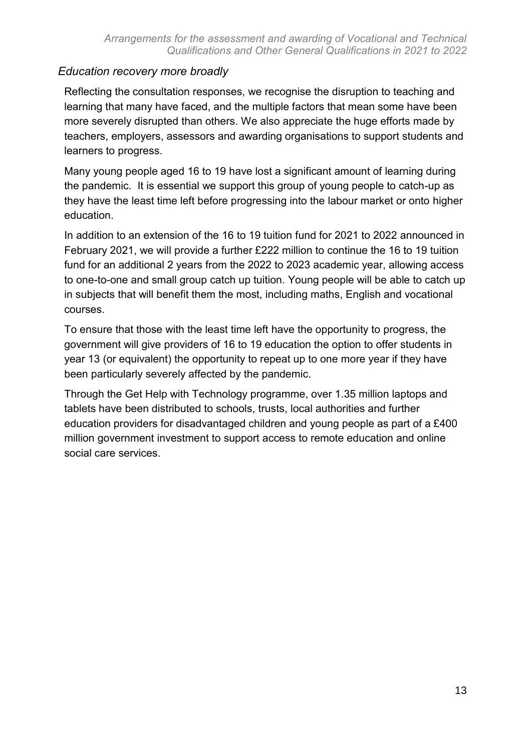### *Education recovery more broadly*

Reflecting the consultation responses, we recognise the disruption to teaching and learning that many have faced, and the multiple factors that mean some have been more severely disrupted than others. We also appreciate the huge efforts made by teachers, employers, assessors and awarding organisations to support students and learners to progress.

Many young people aged 16 to 19 have lost a significant amount of learning during the pandemic. It is essential we support this group of young people to catch-up as they have the least time left before progressing into the labour market or onto higher education.

In addition to an extension of the 16 to 19 tuition fund for 2021 to 2022 announced in February 2021, we will provide a further £222 million to continue the 16 to 19 tuition fund for an additional 2 years from the 2022 to 2023 academic year, allowing access to one-to-one and small group catch up tuition. Young people will be able to catch up in subjects that will benefit them the most, including maths, English and vocational courses.

To ensure that those with the least time left have the opportunity to progress, the government will give providers of 16 to 19 education the option to offer students in year 13 (or equivalent) the opportunity to repeat up to one more year if they have been particularly severely affected by the pandemic.

Through the Get Help with Technology programme, over 1.35 million laptops and tablets have been distributed to schools, trusts, local authorities and further education providers for disadvantaged children and young people as part of a £400 million government investment to support access to remote education and online social care services.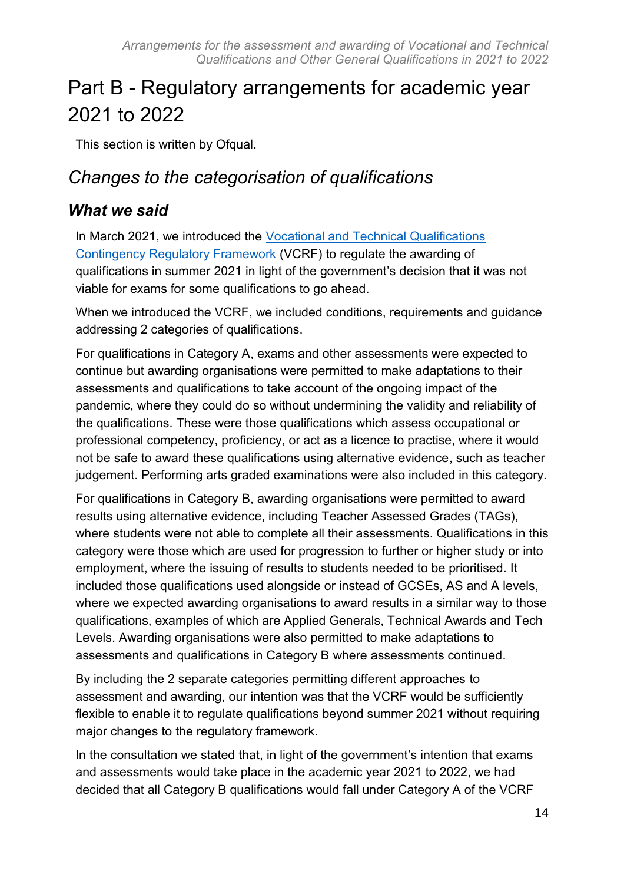# Part B - Regulatory arrangements for academic year 2021 to 2022

This section is written by Ofqual.

## *Changes to the categorisation of qualifications*

### *What we said*

In March 2021, we introduced the [Vocational and Technical Qualifications Contingency Regulatory Framework](#) (VCRF) to regulate the awarding of qualifications in summer 2021 in light of the government's decision that it was not viable for exams for some qualifications to go ahead.

When we introduced the VCRF, we included conditions, requirements and guidance addressing 2 categories of qualifications.

For qualifications in Category A, exams and other assessments were expected to continue but awarding organisations were permitted to make adaptations to their assessments and qualifications to take account of the ongoing impact of the pandemic, where they could do so without undermining the validity and reliability of the qualifications. These were those qualifications which assess occupational or professional competency, proficiency, or act as a licence to practise, where it would not be safe to award these qualifications using alternative evidence, such as teacher judgement. Performing arts graded examinations were also included in this category.

For qualifications in Category B, awarding organisations were permitted to award results using alternative evidence, including Teacher Assessed Grades (TAGs), where students were not able to complete all their assessments. Qualifications in this category were those which are used for progression to further or higher study or into employment, where the issuing of results to students needed to be prioritised. It included those qualifications used alongside or instead of GCSEs, AS and A levels, where we expected awarding organisations to award results in a similar way to those qualifications, examples of which are Applied Generals, Technical Awards and Tech Levels. Awarding organisations were also permitted to make adaptations to assessments and qualifications in Category B where assessments continued.

By including the 2 separate categories permitting different approaches to assessment and awarding, our intention was that the VCRF would be sufficiently flexible to enable it to regulate qualifications beyond summer 2021 without requiring major changes to the regulatory framework.

In the consultation we stated that, in light of the government's intention that exams and assessments would take place in the academic year 2021 to 2022, we had decided that all Category B qualifications would fall under Category A of the VCRF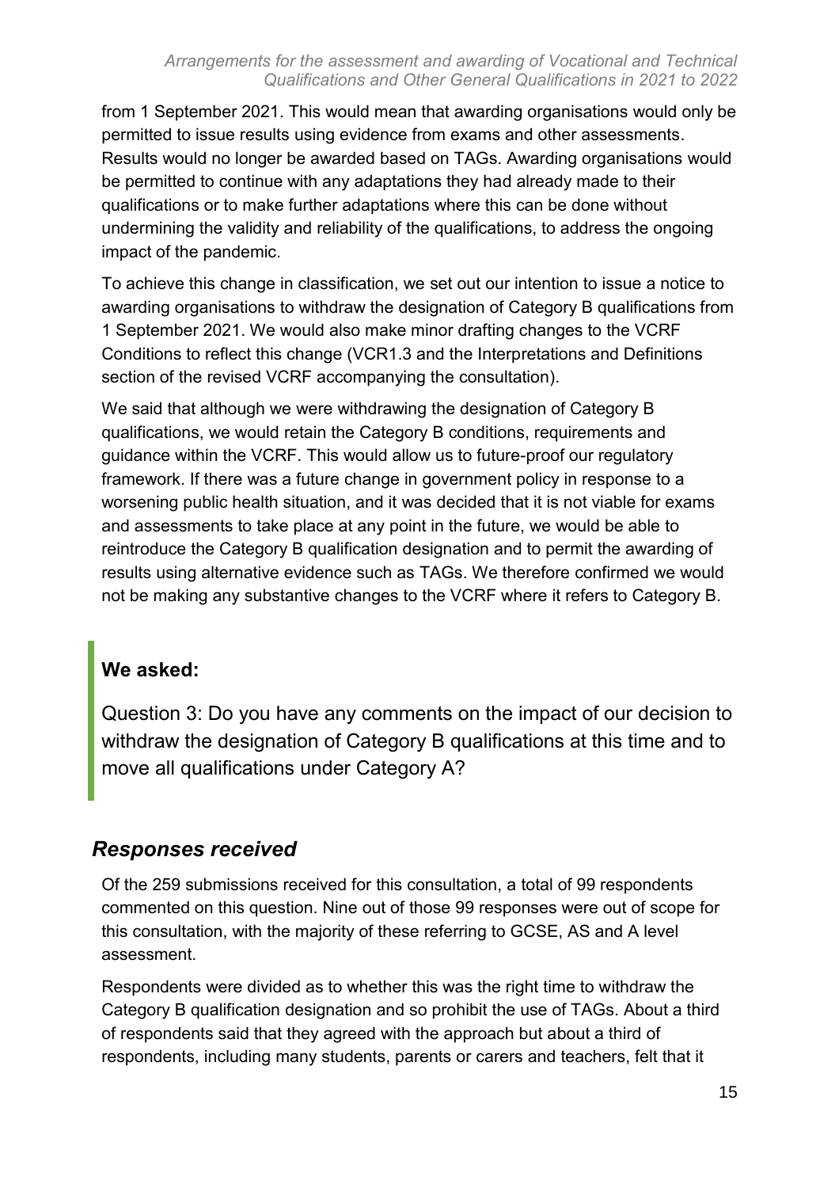from 1 September 2021. This would mean that awarding organisations would only be permitted to issue results using evidence from exams and other assessments. Results would no longer be awarded based on TAGs. Awarding organisations would be permitted to continue with any adaptations they had already made to their qualifications or to make further adaptations where this can be done without undermining the validity and reliability of the qualifications, to address the ongoing impact of the pandemic.

To achieve this change in classification, we set out our intention to issue a notice to awarding organisations to withdraw the designation of Category B qualifications from 1 September 2021. We would also make minor drafting changes to the VCRF Conditions to reflect this change (VCR1.3 and the Interpretations and Definitions section of the revised VCRF accompanying the consultation).

We said that although we were withdrawing the designation of Category B qualifications, we would retain the Category B conditions, requirements and guidance within the VCRF. This would allow us to future-proof our regulatory framework. If there was a future change in government policy in response to a worsening public health situation, and it was decided that it is not viable for exams and assessments to take place at any point in the future, we would be able to reintroduce the Category B qualification designation and to permit the awarding of results using alternative evidence such as TAGs. We therefore confirmed we would not be making any substantive changes to the VCRF where it refers to Category B.

**We asked:**

Question 3: Do you have any comments on the impact of our decision to withdraw the designation of Category B qualifications at this time and to move all qualifications under Category A?

### *Responses received*

Of the 259 submissions received for this consultation, a total of 99 respondents commented on this question. Nine out of those 99 responses were out of scope for this consultation, with the majority of these referring to GCSE, AS and A level assessment.

Respondents were divided as to whether this was the right time to withdraw the Category B qualification designation and so prohibit the use of TAGs. About a third of respondents said that they agreed with the approach but about a third of respondents, including many students, parents or carers and teachers, felt that it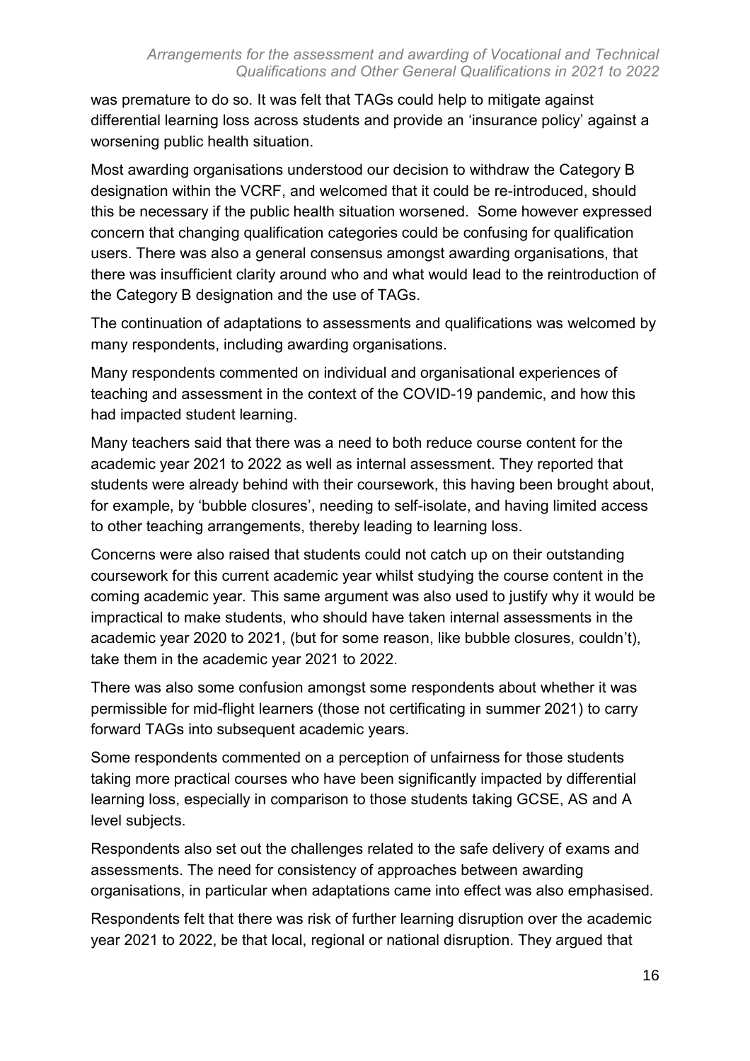was premature to do so. It was felt that TAGs could help to mitigate against differential learning loss across students and provide an 'insurance policy' against a worsening public health situation.

Most awarding organisations understood our decision to withdraw the Category B designation within the VCRF, and welcomed that it could be re-introduced, should this be necessary if the public health situation worsened. Some however expressed concern that changing qualification categories could be confusing for qualification users. There was also a general consensus amongst awarding organisations, that there was insufficient clarity around who and what would lead to the reintroduction of the Category B designation and the use of TAGs.

The continuation of adaptations to assessments and qualifications was welcomed by many respondents, including awarding organisations.

Many respondents commented on individual and organisational experiences of teaching and assessment in the context of the COVID-19 pandemic, and how this had impacted student learning.

Many teachers said that there was a need to both reduce course content for the academic year 2021 to 2022 as well as internal assessment. They reported that students were already behind with their coursework, this having been brought about, for example, by 'bubble closures', needing to self-isolate, and having limited access to other teaching arrangements, thereby leading to learning loss.

Concerns were also raised that students could not catch up on their outstanding coursework for this current academic year whilst studying the course content in the coming academic year. This same argument was also used to justify why it would be impractical to make students, who should have taken internal assessments in the academic year 2020 to 2021, (but for some reason, like bubble closures, couldn't), take them in the academic year 2021 to 2022.

There was also some confusion amongst some respondents about whether it was permissible for mid-flight learners (those not certificating in summer 2021) to carry forward TAGs into subsequent academic years.

Some respondents commented on a perception of unfairness for those students taking more practical courses who have been significantly impacted by differential learning loss, especially in comparison to those students taking GCSE, AS and A level subjects.

Respondents also set out the challenges related to the safe delivery of exams and assessments. The need for consistency of approaches between awarding organisations, in particular when adaptations came into effect was also emphasised.

Respondents felt that there was risk of further learning disruption over the academic year 2021 to 2022, be that local, regional or national disruption. They argued that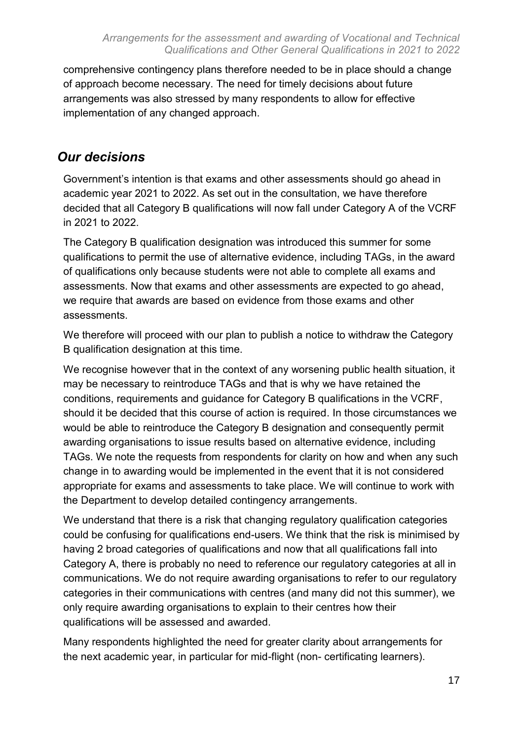comprehensive contingency plans therefore needed to be in place should a change of approach become necessary. The need for timely decisions about future arrangements was also stressed by many respondents to allow for effective implementation of any changed approach.

## *Our decisions*

Government's intention is that exams and other assessments should go ahead in academic year 2021 to 2022. As set out in the consultation, we have therefore decided that all Category B qualifications will now fall under Category A of the VCRF in 2021 to 2022.

The Category B qualification designation was introduced this summer for some qualifications to permit the use of alternative evidence, including TAGs, in the award of qualifications only because students were not able to complete all exams and assessments. Now that exams and other assessments are expected to go ahead, we require that awards are based on evidence from those exams and other assessments.

We therefore will proceed with our plan to publish a notice to withdraw the Category B qualification designation at this time.

We recognise however that in the context of any worsening public health situation, it may be necessary to reintroduce TAGs and that is why we have retained the conditions, requirements and guidance for Category B qualifications in the VCRF, should it be decided that this course of action is required. In those circumstances we would be able to reintroduce the Category B designation and consequently permit awarding organisations to issue results based on alternative evidence, including TAGs. We note the requests from respondents for clarity on how and when any such change in to awarding would be implemented in the event that it is not considered appropriate for exams and assessments to take place. We will continue to work with the Department to develop detailed contingency arrangements.

We understand that there is a risk that changing regulatory qualification categories could be confusing for qualifications end-users. We think that the risk is minimised by having 2 broad categories of qualifications and now that all qualifications fall into Category A, there is probably no need to reference our regulatory categories at all in communications. We do not require awarding organisations to refer to our regulatory categories in their communications with centres (and many did not this summer), we only require awarding organisations to explain to their centres how their qualifications will be assessed and awarded.

Many respondents highlighted the need for greater clarity about arrangements for the next academic year, in particular for mid-flight (non- certificating learners).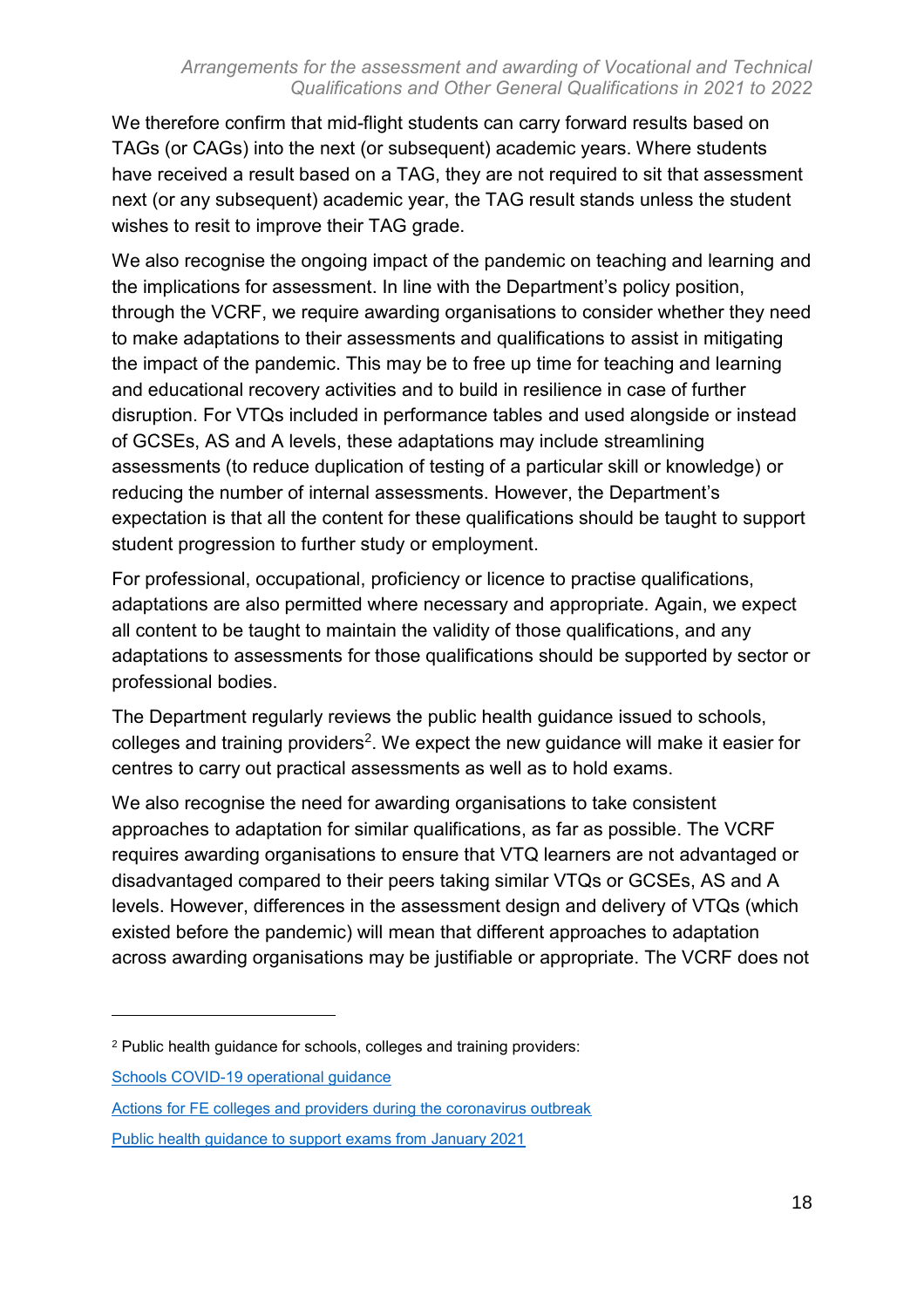We therefore confirm that mid-flight students can carry forward results based on TAGs (or CAGs) into the next (or subsequent) academic years. Where students have received a result based on a TAG, they are not required to sit that assessment next (or any subsequent) academic year, the TAG result stands unless the student wishes to resit to improve their TAG grade.

We also recognise the ongoing impact of the pandemic on teaching and learning and the implications for assessment. In line with the Department's policy position, through the VCRF, we require awarding organisations to consider whether they need to make adaptations to their assessments and qualifications to assist in mitigating the impact of the pandemic. This may be to free up time for teaching and learning and educational recovery activities and to build in resilience in case of further disruption. For VTQs included in performance tables and used alongside or instead of GCSEs, AS and A levels, these adaptations may include streamlining assessments (to reduce duplication of testing of a particular skill or knowledge) or reducing the number of internal assessments. However, the Department's expectation is that all the content for these qualifications should be taught to support student progression to further study or employment.

For professional, occupational, proficiency or licence to practise qualifications, adaptations are also permitted where necessary and appropriate. Again, we expect all content to be taught to maintain the validity of those qualifications, and any adaptations to assessments for those qualifications should be supported by sector or professional bodies.

The Department regularly reviews the public health guidance issued to schools, colleges and training providers[2]. We expect the new guidance will make it easier for centres to carry out practical assessments as well as to hold exams.

We also recognise the need for awarding organisations to take consistent approaches to adaptation for similar qualifications, as far as possible. The VCRF requires awarding organisations to ensure that VTQ learners are not advantaged or disadvantaged compared to their peers taking similar VTQs or GCSEs, AS and A levels. However, differences in the assessment design and delivery of VTQs (which existed before the pandemic) will mean that different approaches to adaptation across awarding organisations may be justifiable or appropriate. The VCRF does not

---

[2] Public health guidance for schools, colleges and training providers:

[Schools COVID-19 operational guidance]

[Actions for FE colleges and providers during the coronavirus outbreak]

[Public health guidance to support exams from January 2021]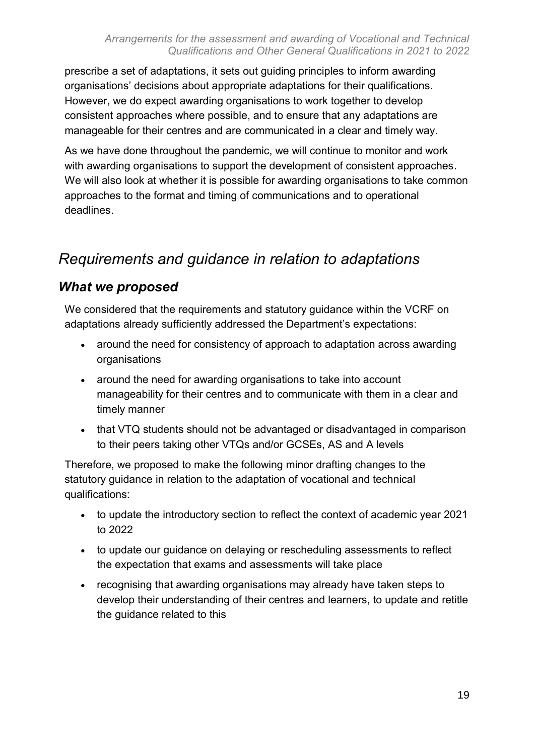prescribe a set of adaptations, it sets out guiding principles to inform awarding organisations' decisions about appropriate adaptations for their qualifications. However, we do expect awarding organisations to work together to develop consistent approaches where possible, and to ensure that any adaptations are manageable for their centres and are communicated in a clear and timely way.

As we have done throughout the pandemic, we will continue to monitor and work with awarding organisations to support the development of consistent approaches. We will also look at whether it is possible for awarding organisations to take common approaches to the format and timing of communications and to operational deadlines.

## *Requirements and guidance in relation to adaptations*

### *What we proposed*

We considered that the requirements and statutory guidance within the VCRF on adaptations already sufficiently addressed the Department's expectations:

- around the need for consistency of approach to adaptation across awarding organisations
- around the need for awarding organisations to take into account manageability for their centres and to communicate with them in a clear and timely manner
- that VTQ students should not be advantaged or disadvantaged in comparison to their peers taking other VTQs and/or GCSEs, AS and A levels

Therefore, we proposed to make the following minor drafting changes to the statutory guidance in relation to the adaptation of vocational and technical qualifications:

- to update the introductory section to reflect the context of academic year 2021 to 2022
- to update our guidance on delaying or rescheduling assessments to reflect the expectation that exams and assessments will take place
- recognising that awarding organisations may already have taken steps to develop their understanding of their centres and learners, to update and retitle the guidance related to this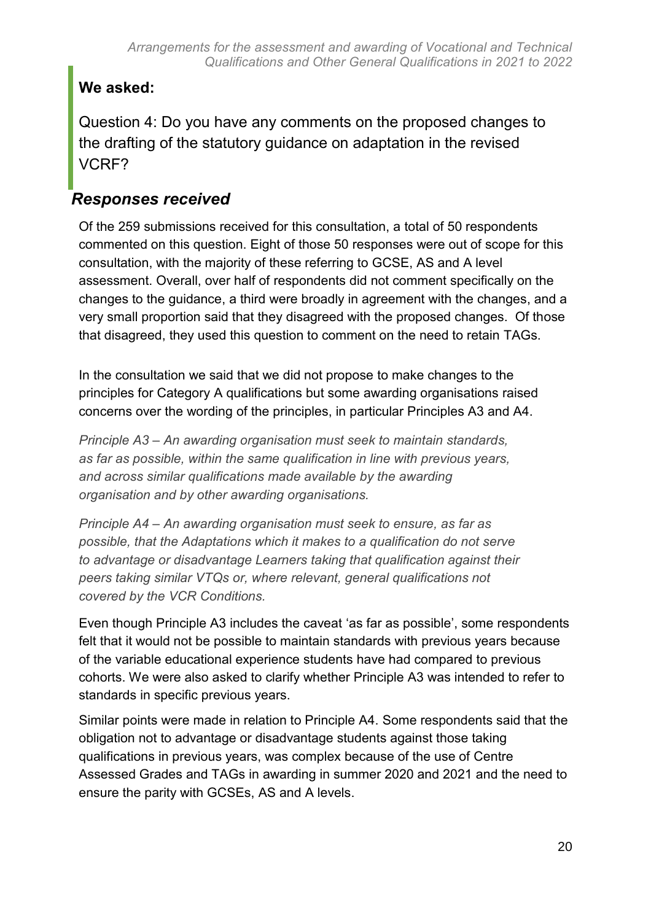**We asked:**

Question 4: Do you have any comments on the proposed changes to the drafting of the statutory guidance on adaptation in the revised VCRF?

## *Responses received*

Of the 259 submissions received for this consultation, a total of 50 respondents commented on this question. Eight of those 50 responses were out of scope for this consultation, with the majority of these referring to GCSE, AS and A level assessment. Overall, over half of respondents did not comment specifically on the changes to the guidance, a third were broadly in agreement with the changes, and a very small proportion said that they disagreed with the proposed changes. Of those that disagreed, they used this question to comment on the need to retain TAGs.

In the consultation we said that we did not propose to make changes to the principles for Category A qualifications but some awarding organisations raised concerns over the wording of the principles, in particular Principles A3 and A4.

*Principle A3 – An awarding organisation must seek to maintain standards, as far as possible, within the same qualification in line with previous years, and across similar qualifications made available by the awarding organisation and by other awarding organisations.*

*Principle A4 – An awarding organisation must seek to ensure, as far as possible, that the Adaptations which it makes to a qualification do not serve to advantage or disadvantage Learners taking that qualification against their peers taking similar VTQs or, where relevant, general qualifications not covered by the VCR Conditions.*

Even though Principle A3 includes the caveat 'as far as possible', some respondents felt that it would not be possible to maintain standards with previous years because of the variable educational experience students have had compared to previous cohorts. We were also asked to clarify whether Principle A3 was intended to refer to standards in specific previous years.

Similar points were made in relation to Principle A4. Some respondents said that the obligation not to advantage or disadvantage students against those taking qualifications in previous years, was complex because of the use of Centre Assessed Grades and TAGs in awarding in summer 2020 and 2021 and the need to ensure the parity with GCSEs, AS and A levels.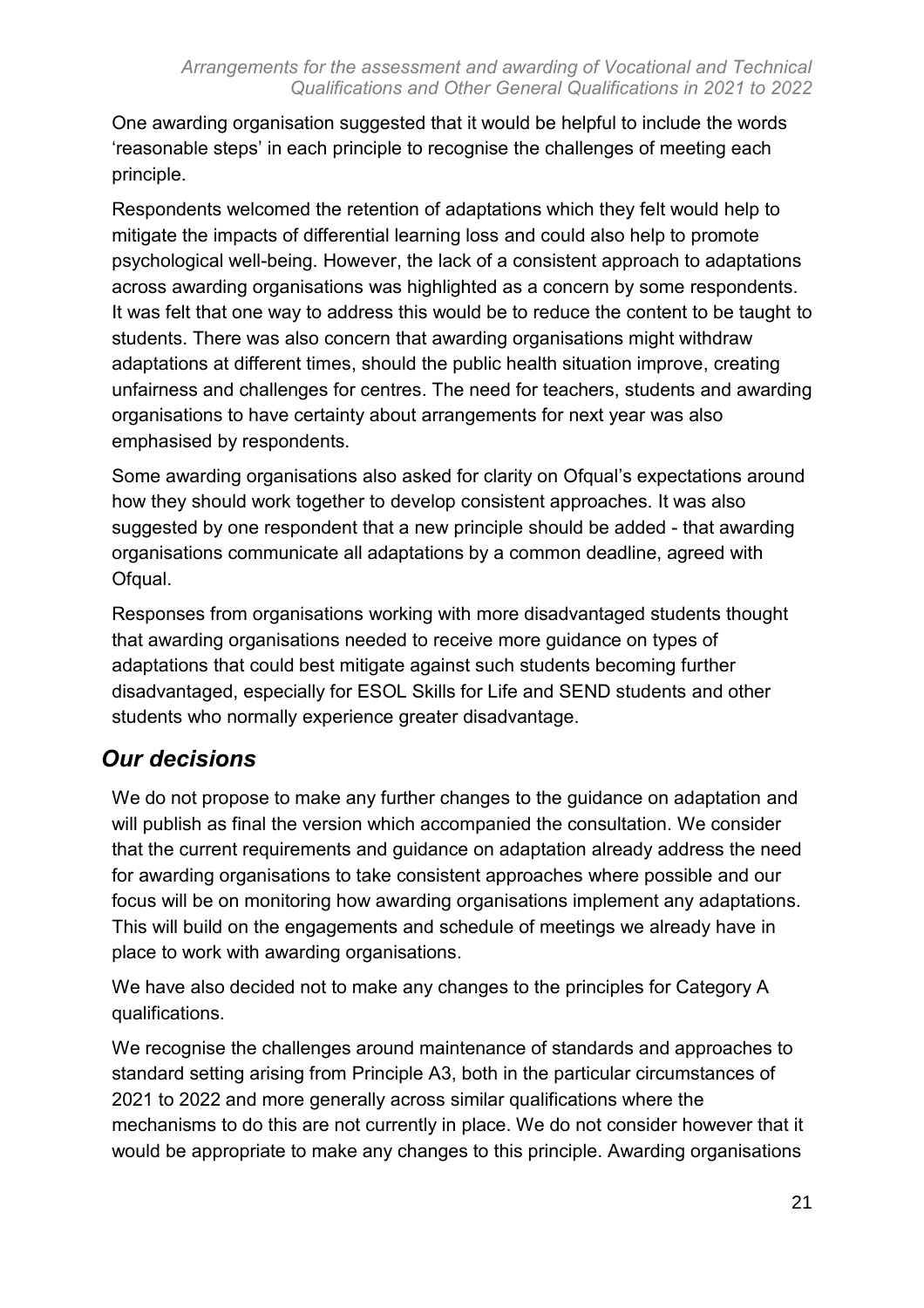One awarding organisation suggested that it would be helpful to include the words 'reasonable steps' in each principle to recognise the challenges of meeting each principle.

Respondents welcomed the retention of adaptations which they felt would help to mitigate the impacts of differential learning loss and could also help to promote psychological well-being. However, the lack of a consistent approach to adaptations across awarding organisations was highlighted as a concern by some respondents. It was felt that one way to address this would be to reduce the content to be taught to students. There was also concern that awarding organisations might withdraw adaptations at different times, should the public health situation improve, creating unfairness and challenges for centres. The need for teachers, students and awarding organisations to have certainty about arrangements for next year was also emphasised by respondents.

Some awarding organisations also asked for clarity on Ofqual's expectations around how they should work together to develop consistent approaches. It was also suggested by one respondent that a new principle should be added - that awarding organisations communicate all adaptations by a common deadline, agreed with Ofqual.

Responses from organisations working with more disadvantaged students thought that awarding organisations needed to receive more guidance on types of adaptations that could best mitigate against such students becoming further disadvantaged, especially for ESOL Skills for Life and SEND students and other students who normally experience greater disadvantage.

## *Our decisions*

We do not propose to make any further changes to the guidance on adaptation and will publish as final the version which accompanied the consultation. We consider that the current requirements and guidance on adaptation already address the need for awarding organisations to take consistent approaches where possible and our focus will be on monitoring how awarding organisations implement any adaptations. This will build on the engagements and schedule of meetings we already have in place to work with awarding organisations.

We have also decided not to make any changes to the principles for Category A qualifications.

We recognise the challenges around maintenance of standards and approaches to standard setting arising from Principle A3, both in the particular circumstances of 2021 to 2022 and more generally across similar qualifications where the mechanisms to do this are not currently in place. We do not consider however that it would be appropriate to make any changes to this principle. Awarding organisations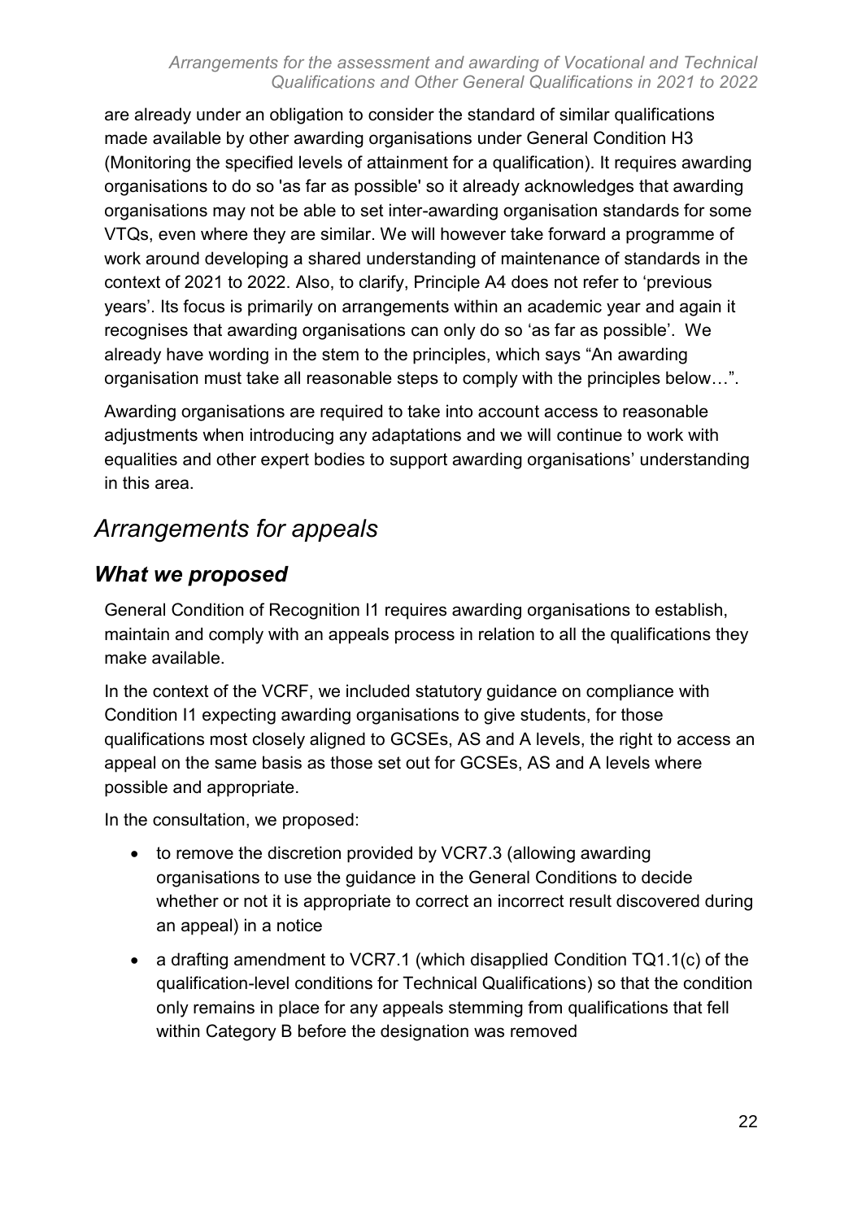are already under an obligation to consider the standard of similar qualifications made available by other awarding organisations under General Condition H3 (Monitoring the specified levels of attainment for a qualification). It requires awarding organisations to do so 'as far as possible' so it already acknowledges that awarding organisations may not be able to set inter-awarding organisation standards for some VTQs, even where they are similar. We will however take forward a programme of work around developing a shared understanding of maintenance of standards in the context of 2021 to 2022. Also, to clarify, Principle A4 does not refer to 'previous years'. Its focus is primarily on arrangements within an academic year and again it recognises that awarding organisations can only do so 'as far as possible'. We already have wording in the stem to the principles, which says "An awarding organisation must take all reasonable steps to comply with the principles below…".

Awarding organisations are required to take into account access to reasonable adjustments when introducing any adaptations and we will continue to work with equalities and other expert bodies to support awarding organisations' understanding in this area.

## *Arrangements for appeals*

### *What we proposed*

General Condition of Recognition I1 requires awarding organisations to establish, maintain and comply with an appeals process in relation to all the qualifications they make available.

In the context of the VCRF, we included statutory guidance on compliance with Condition I1 expecting awarding organisations to give students, for those qualifications most closely aligned to GCSEs, AS and A levels, the right to access an appeal on the same basis as those set out for GCSEs, AS and A levels where possible and appropriate.

In the consultation, we proposed:

- to remove the discretion provided by VCR7.3 (allowing awarding organisations to use the guidance in the General Conditions to decide whether or not it is appropriate to correct an incorrect result discovered during an appeal) in a notice
- a drafting amendment to VCR7.1 (which disapplied Condition TQ1.1(c) of the qualification-level conditions for Technical Qualifications) so that the condition only remains in place for any appeals stemming from qualifications that fell within Category B before the designation was removed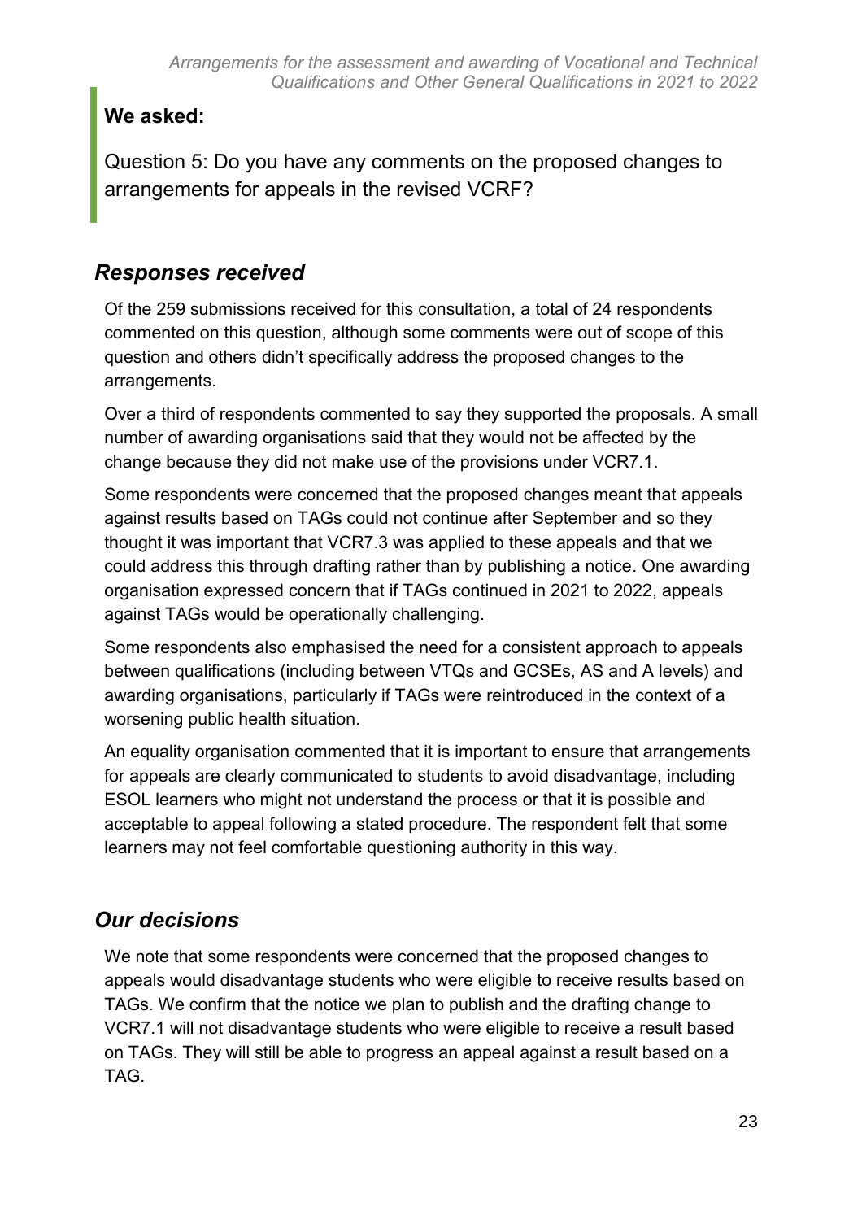**We asked:**

Question 5: Do you have any comments on the proposed changes to arrangements for appeals in the revised VCRF?

### *Responses received*

Of the 259 submissions received for this consultation, a total of 24 respondents commented on this question, although some comments were out of scope of this question and others didn't specifically address the proposed changes to the arrangements.

Over a third of respondents commented to say they supported the proposals. A small number of awarding organisations said that they would not be affected by the change because they did not make use of the provisions under VCR7.1.

Some respondents were concerned that the proposed changes meant that appeals against results based on TAGs could not continue after September and so they thought it was important that VCR7.3 was applied to these appeals and that we could address this through drafting rather than by publishing a notice. One awarding organisation expressed concern that if TAGs continued in 2021 to 2022, appeals against TAGs would be operationally challenging.

Some respondents also emphasised the need for a consistent approach to appeals between qualifications (including between VTQs and GCSEs, AS and A levels) and awarding organisations, particularly if TAGs were reintroduced in the context of a worsening public health situation.

An equality organisation commented that it is important to ensure that arrangements for appeals are clearly communicated to students to avoid disadvantage, including ESOL learners who might not understand the process or that it is possible and acceptable to appeal following a stated procedure. The respondent felt that some learners may not feel comfortable questioning authority in this way.

### *Our decisions*

We note that some respondents were concerned that the proposed changes to appeals would disadvantage students who were eligible to receive results based on TAGs. We confirm that the notice we plan to publish and the drafting change to VCR7.1 will not disadvantage students who were eligible to receive a result based on TAGs. They will still be able to progress an appeal against a result based on a TAG.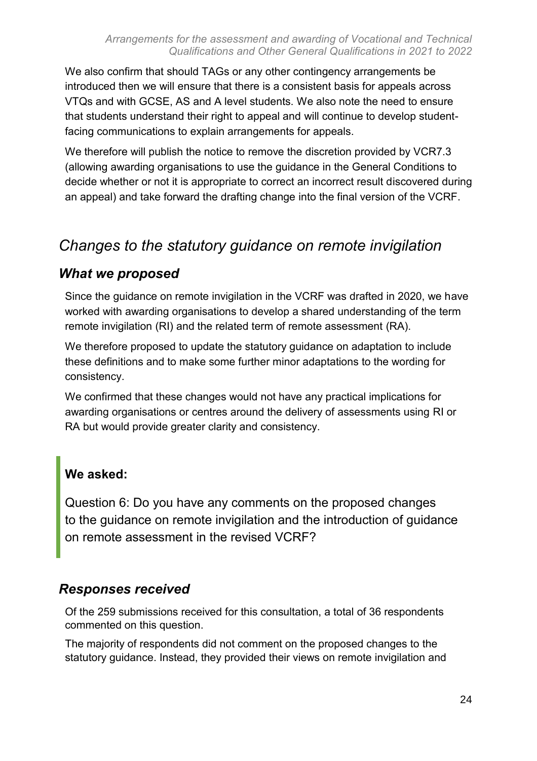We also confirm that should TAGs or any other contingency arrangements be introduced then we will ensure that there is a consistent basis for appeals across VTQs and with GCSE, AS and A level students. We also note the need to ensure that students understand their right to appeal and will continue to develop student-facing communications to explain arrangements for appeals.

We therefore will publish the notice to remove the discretion provided by VCR7.3 (allowing awarding organisations to use the guidance in the General Conditions to decide whether or not it is appropriate to correct an incorrect result discovered during an appeal) and take forward the drafting change into the final version of the VCRF.

## *Changes to the statutory guidance on remote invigilation*

### ***What we proposed***

Since the guidance on remote invigilation in the VCRF was drafted in 2020, we have worked with awarding organisations to develop a shared understanding of the term remote invigilation (RI) and the related term of remote assessment (RA).

We therefore proposed to update the statutory guidance on adaptation to include these definitions and to make some further minor adaptations to the wording for consistency.

We confirmed that these changes would not have any practical implications for awarding organisations or centres around the delivery of assessments using RI or RA but would provide greater clarity and consistency.

> **We asked:**
>
> Question 6: Do you have any comments on the proposed changes to the guidance on remote invigilation and the introduction of guidance on remote assessment in the revised VCRF?

### ***Responses received***

Of the 259 submissions received for this consultation, a total of 36 respondents commented on this question.

The majority of respondents did not comment on the proposed changes to the statutory guidance. Instead, they provided their views on remote invigilation and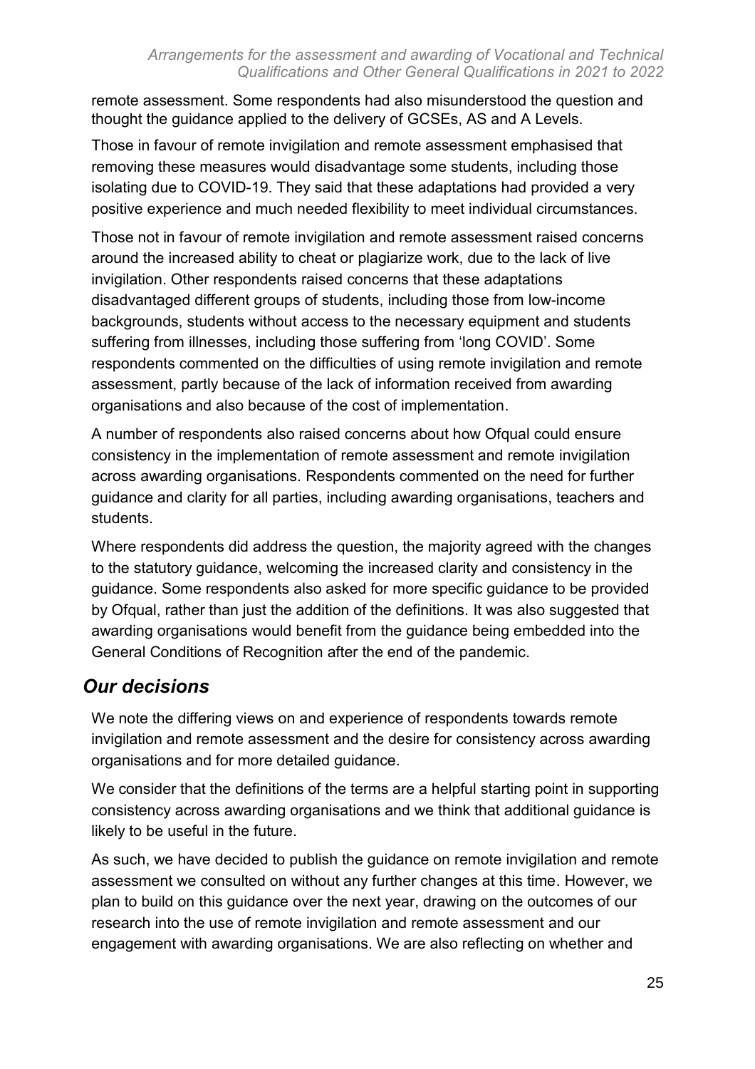remote assessment. Some respondents had also misunderstood the question and thought the guidance applied to the delivery of GCSEs, AS and A Levels.

Those in favour of remote invigilation and remote assessment emphasised that removing these measures would disadvantage some students, including those isolating due to COVID-19. They said that these adaptations had provided a very positive experience and much needed flexibility to meet individual circumstances.

Those not in favour of remote invigilation and remote assessment raised concerns around the increased ability to cheat or plagiarize work, due to the lack of live invigilation. Other respondents raised concerns that these adaptations disadvantaged different groups of students, including those from low-income backgrounds, students without access to the necessary equipment and students suffering from illnesses, including those suffering from 'long COVID'. Some respondents commented on the difficulties of using remote invigilation and remote assessment, partly because of the lack of information received from awarding organisations and also because of the cost of implementation.

A number of respondents also raised concerns about how Ofqual could ensure consistency in the implementation of remote assessment and remote invigilation across awarding organisations. Respondents commented on the need for further guidance and clarity for all parties, including awarding organisations, teachers and students.

Where respondents did address the question, the majority agreed with the changes to the statutory guidance, welcoming the increased clarity and consistency in the guidance. Some respondents also asked for more specific guidance to be provided by Ofqual, rather than just the addition of the definitions. It was also suggested that awarding organisations would benefit from the guidance being embedded into the General Conditions of Recognition after the end of the pandemic.

## *Our decisions*

We note the differing views on and experience of respondents towards remote invigilation and remote assessment and the desire for consistency across awarding organisations and for more detailed guidance.

We consider that the definitions of the terms are a helpful starting point in supporting consistency across awarding organisations and we think that additional guidance is likely to be useful in the future.

As such, we have decided to publish the guidance on remote invigilation and remote assessment we consulted on without any further changes at this time. However, we plan to build on this guidance over the next year, drawing on the outcomes of our research into the use of remote invigilation and remote assessment and our engagement with awarding organisations. We are also reflecting on whether and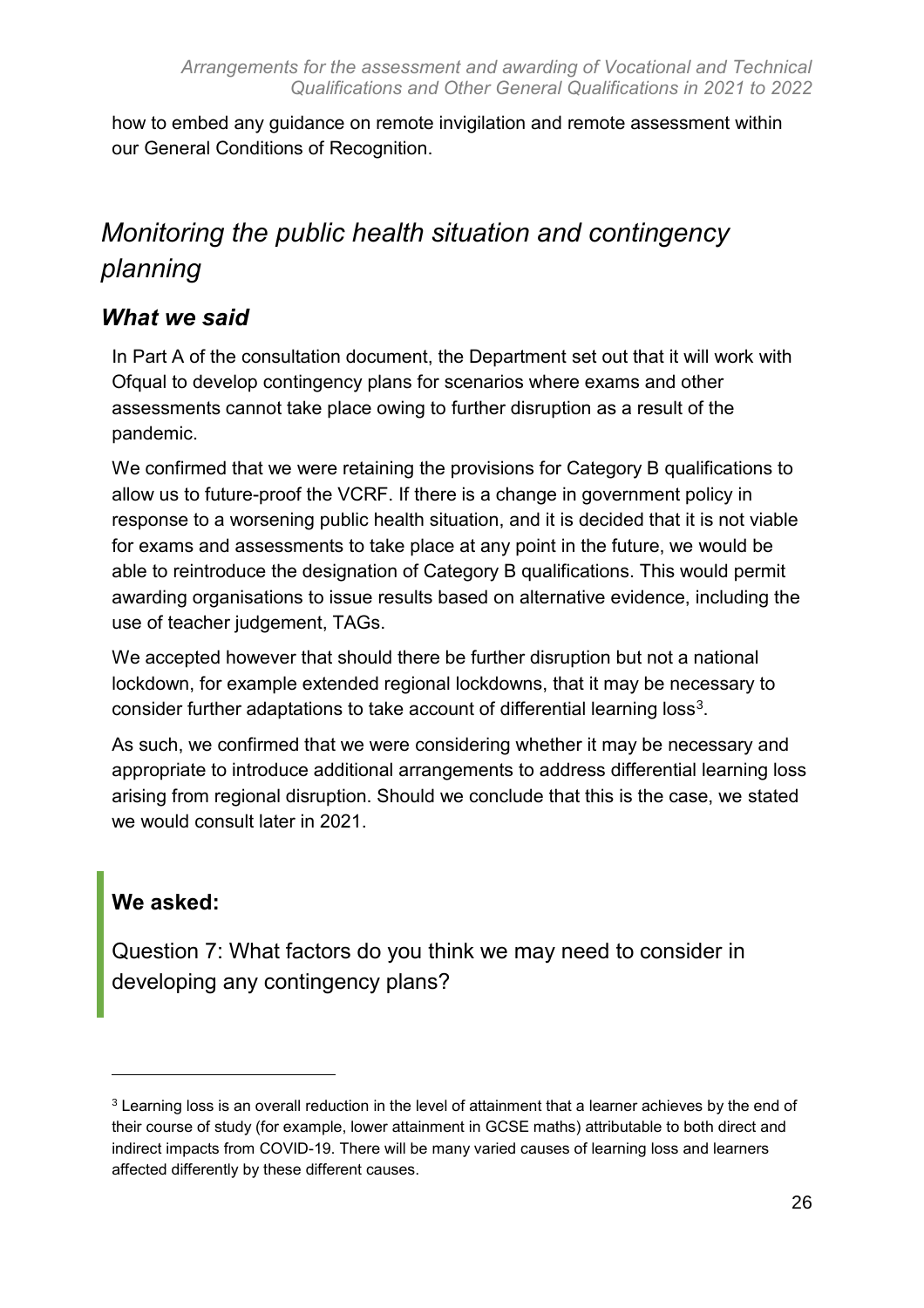how to embed any guidance on remote invigilation and remote assessment within our General Conditions of Recognition.

## *Monitoring the public health situation and contingency planning*

### *What we said*

In Part A of the consultation document, the Department set out that it will work with Ofqual to develop contingency plans for scenarios where exams and other assessments cannot take place owing to further disruption as a result of the pandemic.

We confirmed that we were retaining the provisions for Category B qualifications to allow us to future-proof the VCRF. If there is a change in government policy in response to a worsening public health situation, and it is decided that it is not viable for exams and assessments to take place at any point in the future, we would be able to reintroduce the designation of Category B qualifications. This would permit awarding organisations to issue results based on alternative evidence, including the use of teacher judgement, TAGs.

We accepted however that should there be further disruption but not a national lockdown, for example extended regional lockdowns, that it may be necessary to consider further adaptations to take account of differential learning loss[3].

As such, we confirmed that we were considering whether it may be necessary and appropriate to introduce additional arrangements to address differential learning loss arising from regional disruption. Should we conclude that this is the case, we stated we would consult later in 2021.

> **We asked:**
>
> Question 7: What factors do you think we may need to consider in developing any contingency plans?

[3] Learning loss is an overall reduction in the level of attainment that a learner achieves by the end of their course of study (for example, lower attainment in GCSE maths) attributable to both direct and indirect impacts from COVID-19. There will be many varied causes of learning loss and learners affected differently by these different causes.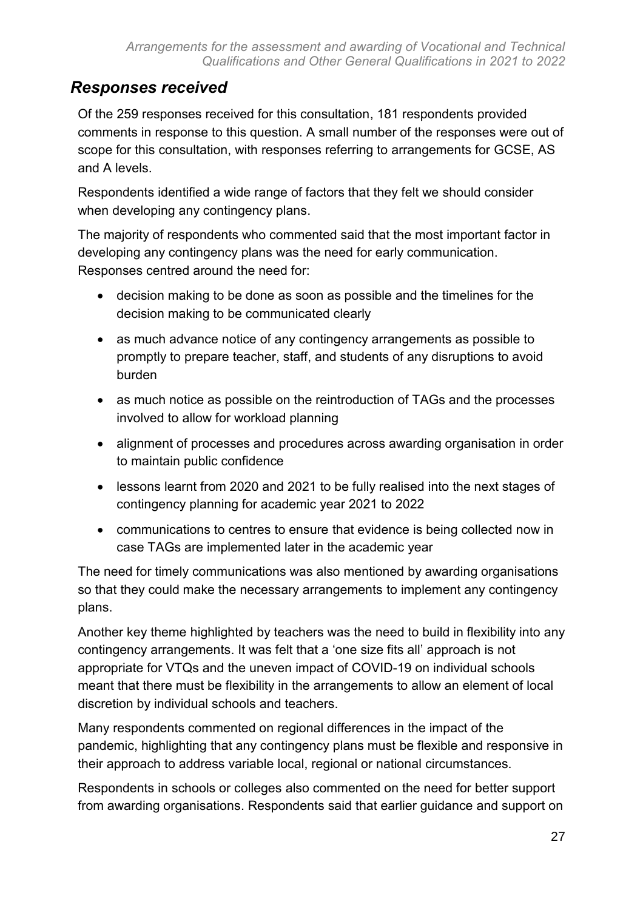## *Responses received*

Of the 259 responses received for this consultation, 181 respondents provided comments in response to this question. A small number of the responses were out of scope for this consultation, with responses referring to arrangements for GCSE, AS and A levels.

Respondents identified a wide range of factors that they felt we should consider when developing any contingency plans.

The majority of respondents who commented said that the most important factor in developing any contingency plans was the need for early communication. Responses centred around the need for:

- decision making to be done as soon as possible and the timelines for the decision making to be communicated clearly
- as much advance notice of any contingency arrangements as possible to promptly to prepare teacher, staff, and students of any disruptions to avoid burden
- as much notice as possible on the reintroduction of TAGs and the processes involved to allow for workload planning
- alignment of processes and procedures across awarding organisation in order to maintain public confidence
- lessons learnt from 2020 and 2021 to be fully realised into the next stages of contingency planning for academic year 2021 to 2022
- communications to centres to ensure that evidence is being collected now in case TAGs are implemented later in the academic year

The need for timely communications was also mentioned by awarding organisations so that they could make the necessary arrangements to implement any contingency plans.

Another key theme highlighted by teachers was the need to build in flexibility into any contingency arrangements. It was felt that a 'one size fits all' approach is not appropriate for VTQs and the uneven impact of COVID-19 on individual schools meant that there must be flexibility in the arrangements to allow an element of local discretion by individual schools and teachers.

Many respondents commented on regional differences in the impact of the pandemic, highlighting that any contingency plans must be flexible and responsive in their approach to address variable local, regional or national circumstances.

Respondents in schools or colleges also commented on the need for better support from awarding organisations. Respondents said that earlier guidance and support on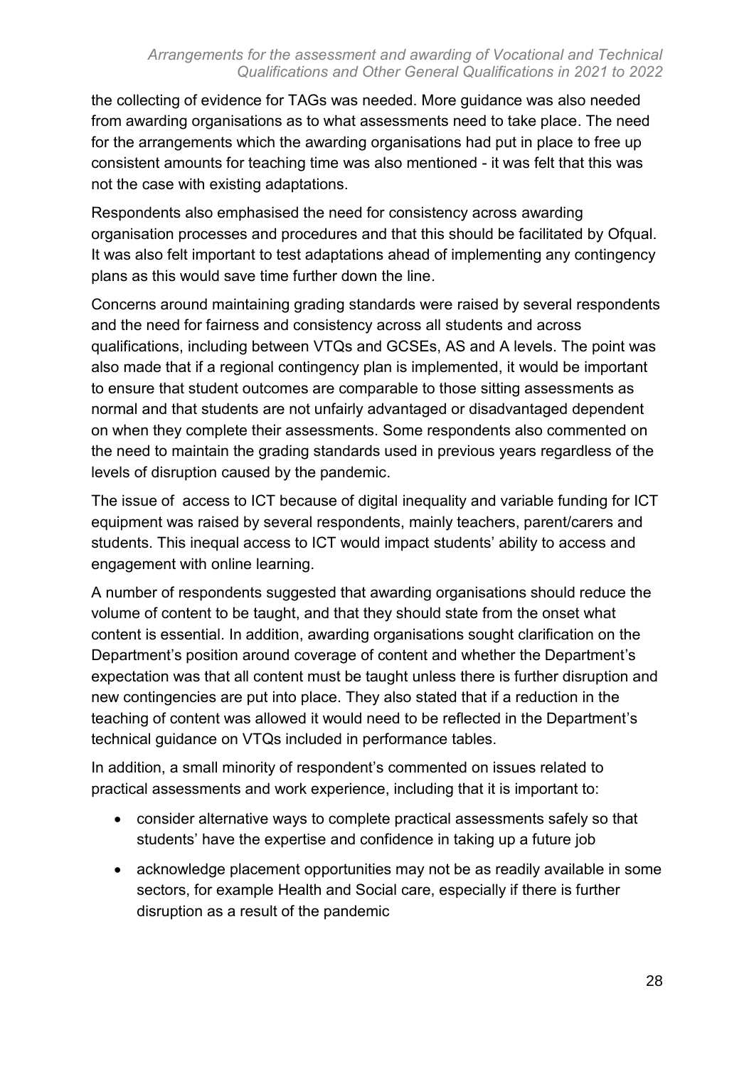the collecting of evidence for TAGs was needed. More guidance was also needed from awarding organisations as to what assessments need to take place. The need for the arrangements which the awarding organisations had put in place to free up consistent amounts for teaching time was also mentioned - it was felt that this was not the case with existing adaptations.

Respondents also emphasised the need for consistency across awarding organisation processes and procedures and that this should be facilitated by Ofqual. It was also felt important to test adaptations ahead of implementing any contingency plans as this would save time further down the line.

Concerns around maintaining grading standards were raised by several respondents and the need for fairness and consistency across all students and across qualifications, including between VTQs and GCSEs, AS and A levels. The point was also made that if a regional contingency plan is implemented, it would be important to ensure that student outcomes are comparable to those sitting assessments as normal and that students are not unfairly advantaged or disadvantaged dependent on when they complete their assessments. Some respondents also commented on the need to maintain the grading standards used in previous years regardless of the levels of disruption caused by the pandemic.

The issue of  access to ICT because of digital inequality and variable funding for ICT equipment was raised by several respondents, mainly teachers, parent/carers and students. This inequal access to ICT would impact students' ability to access and engagement with online learning.

A number of respondents suggested that awarding organisations should reduce the volume of content to be taught, and that they should state from the onset what content is essential. In addition, awarding organisations sought clarification on the Department's position around coverage of content and whether the Department's expectation was that all content must be taught unless there is further disruption and new contingencies are put into place. They also stated that if a reduction in the teaching of content was allowed it would need to be reflected in the Department's technical guidance on VTQs included in performance tables.

In addition, a small minority of respondent's commented on issues related to practical assessments and work experience, including that it is important to:

- consider alternative ways to complete practical assessments safely so that students' have the expertise and confidence in taking up a future job
- acknowledge placement opportunities may not be as readily available in some sectors, for example Health and Social care, especially if there is further disruption as a result of the pandemic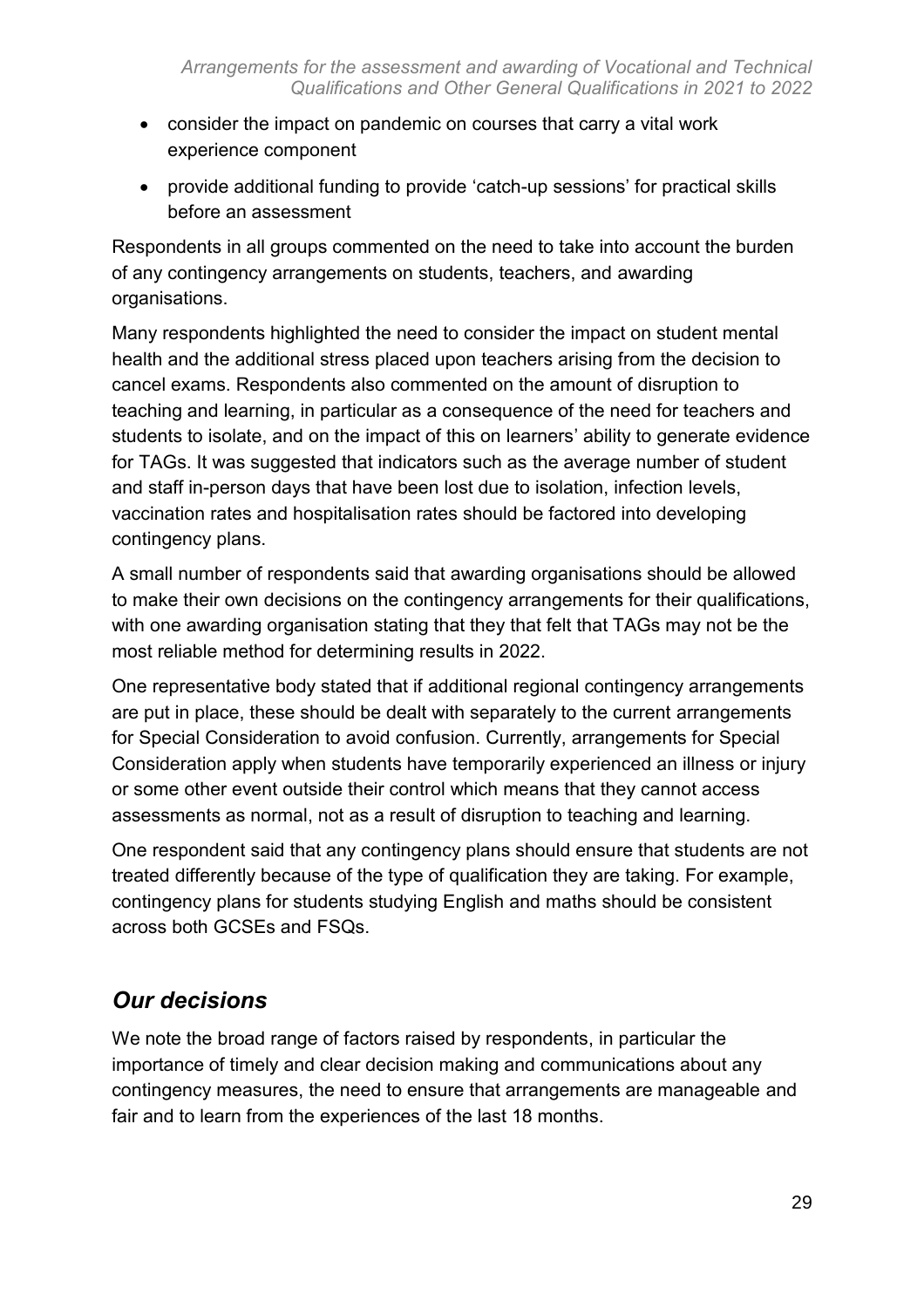- consider the impact on pandemic on courses that carry a vital work experience component
- provide additional funding to provide 'catch-up sessions' for practical skills before an assessment

Respondents in all groups commented on the need to take into account the burden of any contingency arrangements on students, teachers, and awarding organisations.

Many respondents highlighted the need to consider the impact on student mental health and the additional stress placed upon teachers arising from the decision to cancel exams. Respondents also commented on the amount of disruption to teaching and learning, in particular as a consequence of the need for teachers and students to isolate, and on the impact of this on learners' ability to generate evidence for TAGs. It was suggested that indicators such as the average number of student and staff in-person days that have been lost due to isolation, infection levels, vaccination rates and hospitalisation rates should be factored into developing contingency plans.

A small number of respondents said that awarding organisations should be allowed to make their own decisions on the contingency arrangements for their qualifications, with one awarding organisation stating that they that felt that TAGs may not be the most reliable method for determining results in 2022.

One representative body stated that if additional regional contingency arrangements are put in place, these should be dealt with separately to the current arrangements for Special Consideration to avoid confusion. Currently, arrangements for Special Consideration apply when students have temporarily experienced an illness or injury or some other event outside their control which means that they cannot access assessments as normal, not as a result of disruption to teaching and learning.

One respondent said that any contingency plans should ensure that students are not treated differently because of the type of qualification they are taking. For example, contingency plans for students studying English and maths should be consistent across both GCSEs and FSQs.

## *Our decisions*

We note the broad range of factors raised by respondents, in particular the importance of timely and clear decision making and communications about any contingency measures, the need to ensure that arrangements are manageable and fair and to learn from the experiences of the last 18 months.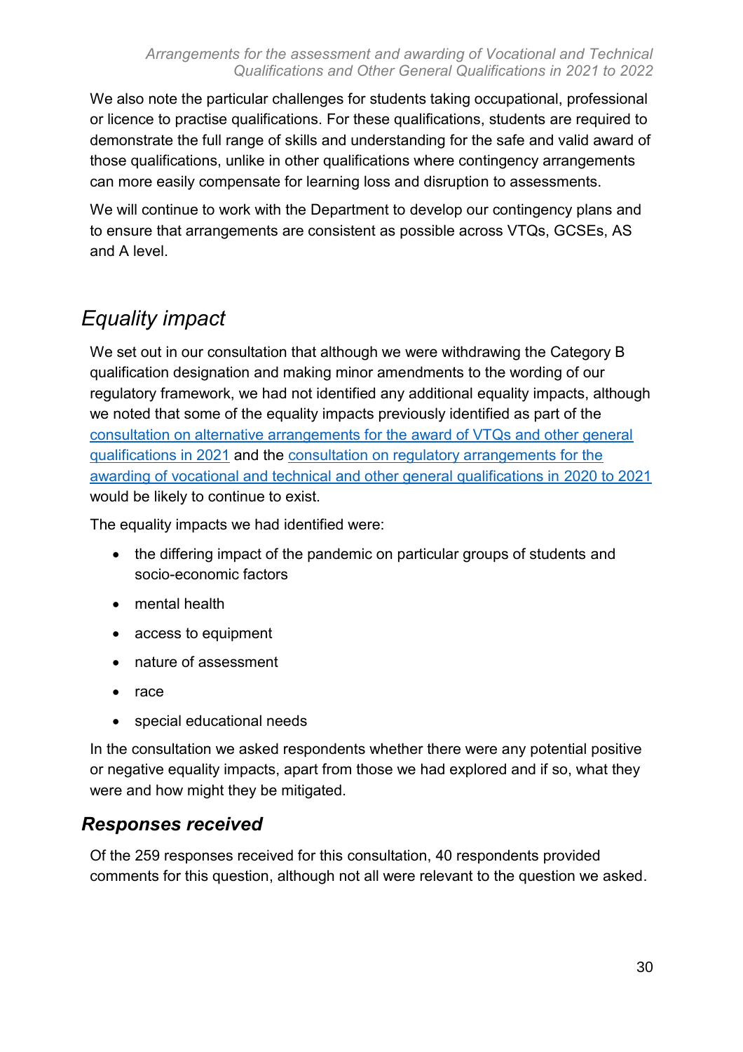We also note the particular challenges for students taking occupational, professional or licence to practise qualifications. For these qualifications, students are required to demonstrate the full range of skills and understanding for the safe and valid award of those qualifications, unlike in other qualifications where contingency arrangements can more easily compensate for learning loss and disruption to assessments.

We will continue to work with the Department to develop our contingency plans and to ensure that arrangements are consistent as possible across VTQs, GCSEs, AS and A level.

## *Equality impact*

We set out in our consultation that although we were withdrawing the Category B qualification designation and making minor amendments to the wording of our regulatory framework, we had not identified any additional equality impacts, although we noted that some of the equality impacts previously identified as part of the consultation on alternative arrangements for the award of VTQs and other general qualifications in 2021 and the consultation on regulatory arrangements for the awarding of vocational and technical and other general qualifications in 2020 to 2021 would be likely to continue to exist.

The equality impacts we had identified were:

- the differing impact of the pandemic on particular groups of students and socio-economic factors
- mental health
- access to equipment
- nature of assessment
- race
- special educational needs

In the consultation we asked respondents whether there were any potential positive or negative equality impacts, apart from those we had explored and if so, what they were and how might they be mitigated.

### ***Responses received***

Of the 259 responses received for this consultation, 40 respondents provided comments for this question, although not all were relevant to the question we asked.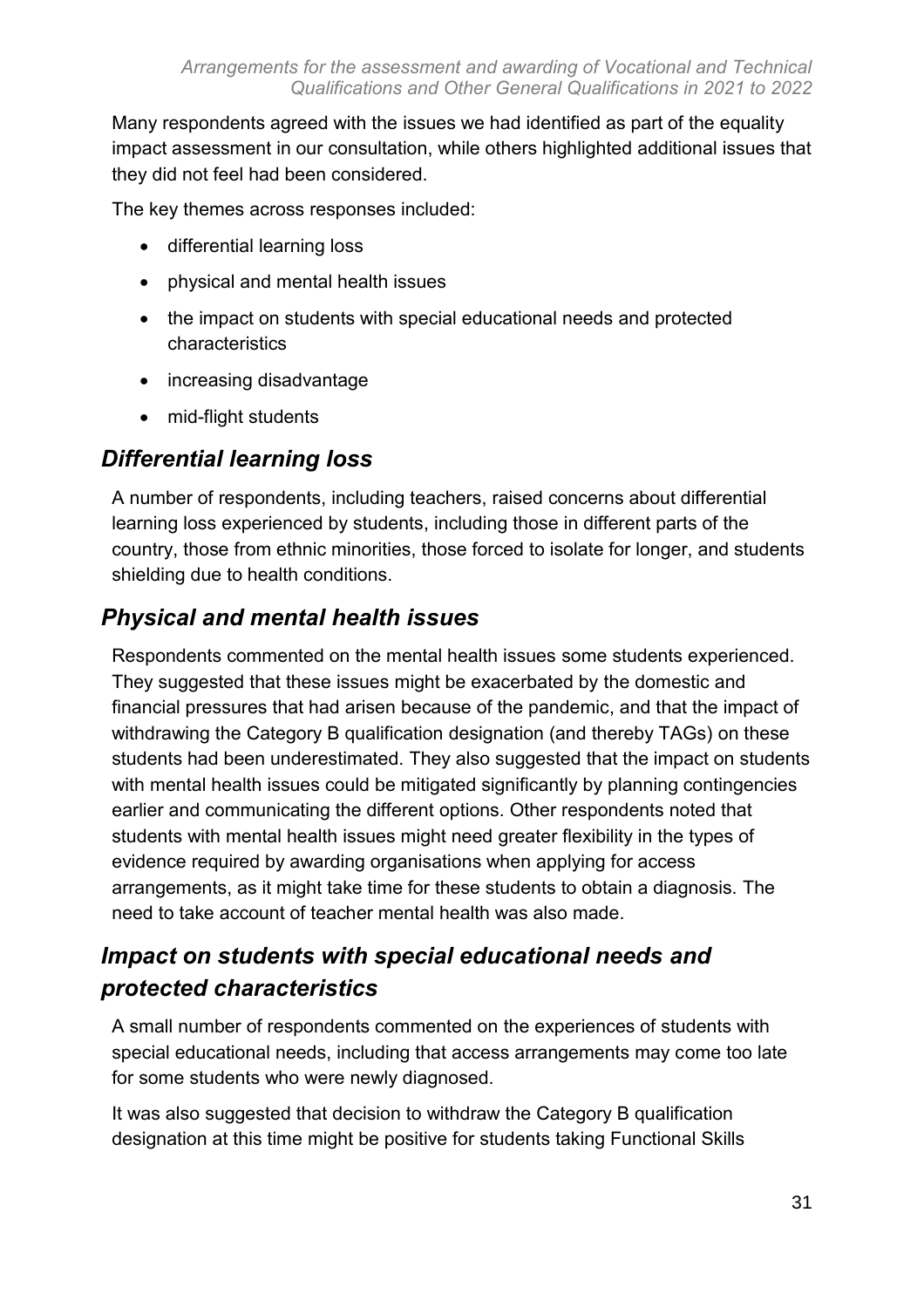Many respondents agreed with the issues we had identified as part of the equality impact assessment in our consultation, while others highlighted additional issues that they did not feel had been considered.

The key themes across responses included:

- differential learning loss
- physical and mental health issues
- the impact on students with special educational needs and protected characteristics
- increasing disadvantage
- mid-flight students

## *Differential learning loss*

A number of respondents, including teachers, raised concerns about differential learning loss experienced by students, including those in different parts of the country, those from ethnic minorities, those forced to isolate for longer, and students shielding due to health conditions.

## *Physical and mental health issues*

Respondents commented on the mental health issues some students experienced. They suggested that these issues might be exacerbated by the domestic and financial pressures that had arisen because of the pandemic, and that the impact of withdrawing the Category B qualification designation (and thereby TAGs) on these students had been underestimated. They also suggested that the impact on students with mental health issues could be mitigated significantly by planning contingencies earlier and communicating the different options. Other respondents noted that students with mental health issues might need greater flexibility in the types of evidence required by awarding organisations when applying for access arrangements, as it might take time for these students to obtain a diagnosis. The need to take account of teacher mental health was also made.

## *Impact on students with special educational needs and protected characteristics*

A small number of respondents commented on the experiences of students with special educational needs, including that access arrangements may come too late for some students who were newly diagnosed.

It was also suggested that decision to withdraw the Category B qualification designation at this time might be positive for students taking Functional Skills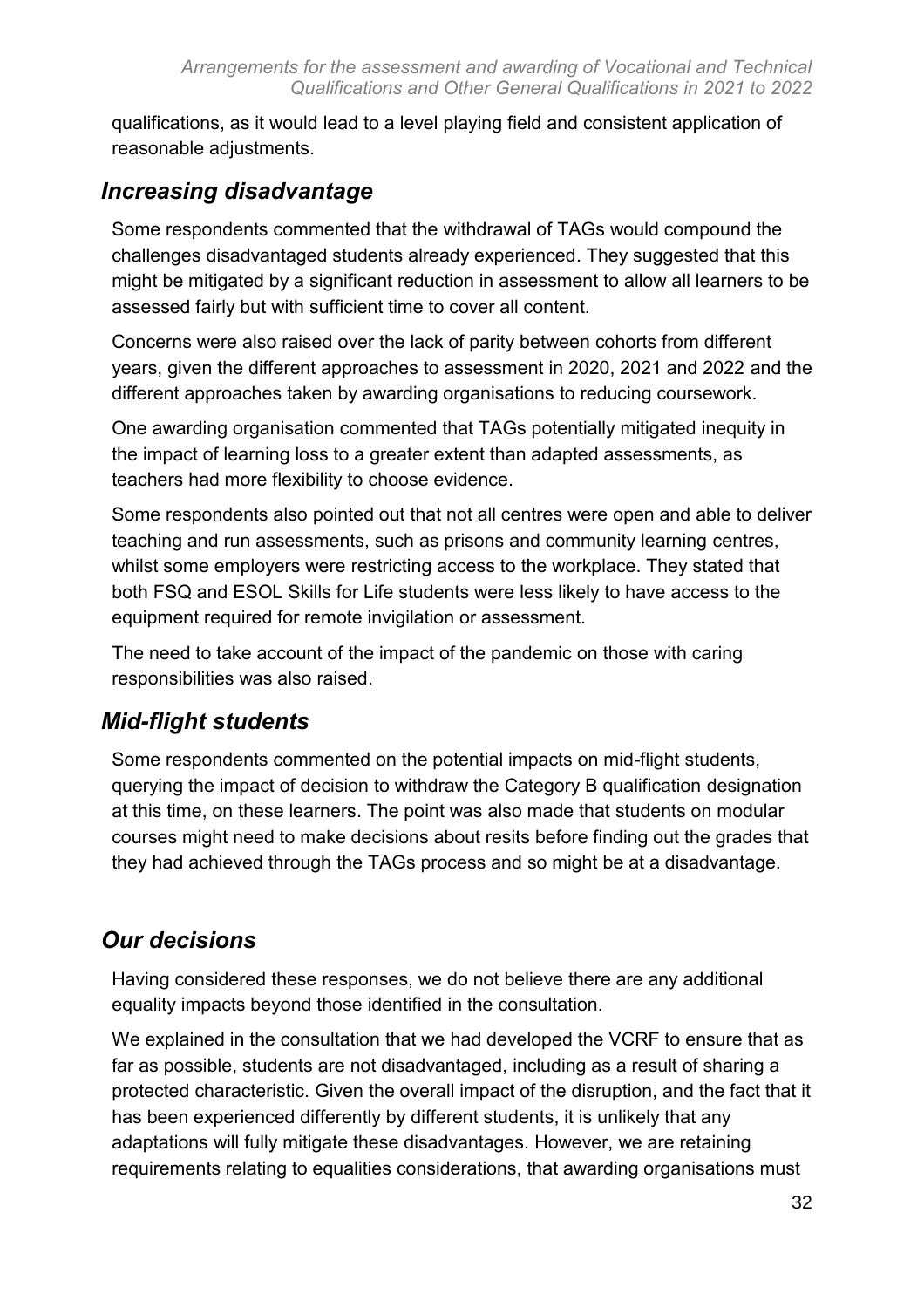qualifications, as it would lead to a level playing field and consistent application of reasonable adjustments.

### *Increasing disadvantage*

Some respondents commented that the withdrawal of TAGs would compound the challenges disadvantaged students already experienced. They suggested that this might be mitigated by a significant reduction in assessment to allow all learners to be assessed fairly but with sufficient time to cover all content.

Concerns were also raised over the lack of parity between cohorts from different years, given the different approaches to assessment in 2020, 2021 and 2022 and the different approaches taken by awarding organisations to reducing coursework.

One awarding organisation commented that TAGs potentially mitigated inequity in the impact of learning loss to a greater extent than adapted assessments, as teachers had more flexibility to choose evidence.

Some respondents also pointed out that not all centres were open and able to deliver teaching and run assessments, such as prisons and community learning centres, whilst some employers were restricting access to the workplace. They stated that both FSQ and ESOL Skills for Life students were less likely to have access to the equipment required for remote invigilation or assessment.

The need to take account of the impact of the pandemic on those with caring responsibilities was also raised.

### *Mid-flight students*

Some respondents commented on the potential impacts on mid-flight students, querying the impact of decision to withdraw the Category B qualification designation at this time, on these learners. The point was also made that students on modular courses might need to make decisions about resits before finding out the grades that they had achieved through the TAGs process and so might be at a disadvantage.

### *Our decisions*

Having considered these responses, we do not believe there are any additional equality impacts beyond those identified in the consultation.

We explained in the consultation that we had developed the VCRF to ensure that as far as possible, students are not disadvantaged, including as a result of sharing a protected characteristic. Given the overall impact of the disruption, and the fact that it has been experienced differently by different students, it is unlikely that any adaptations will fully mitigate these disadvantages. However, we are retaining requirements relating to equalities considerations, that awarding organisations must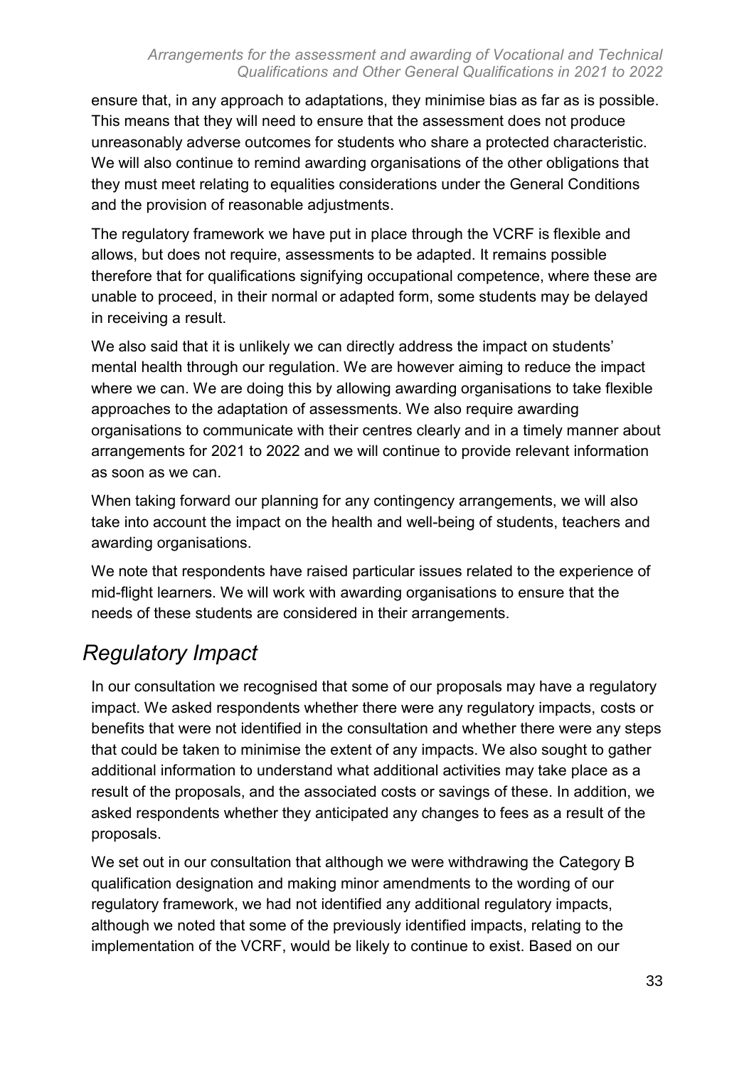ensure that, in any approach to adaptations, they minimise bias as far as is possible. This means that they will need to ensure that the assessment does not produce unreasonably adverse outcomes for students who share a protected characteristic. We will also continue to remind awarding organisations of the other obligations that they must meet relating to equalities considerations under the General Conditions and the provision of reasonable adjustments.

The regulatory framework we have put in place through the VCRF is flexible and allows, but does not require, assessments to be adapted. It remains possible therefore that for qualifications signifying occupational competence, where these are unable to proceed, in their normal or adapted form, some students may be delayed in receiving a result.

We also said that it is unlikely we can directly address the impact on students' mental health through our regulation. We are however aiming to reduce the impact where we can. We are doing this by allowing awarding organisations to take flexible approaches to the adaptation of assessments. We also require awarding organisations to communicate with their centres clearly and in a timely manner about arrangements for 2021 to 2022 and we will continue to provide relevant information as soon as we can.

When taking forward our planning for any contingency arrangements, we will also take into account the impact on the health and well-being of students, teachers and awarding organisations.

We note that respondents have raised particular issues related to the experience of mid-flight learners. We will work with awarding organisations to ensure that the needs of these students are considered in their arrangements.

## *Regulatory Impact*

In our consultation we recognised that some of our proposals may have a regulatory impact. We asked respondents whether there were any regulatory impacts, costs or benefits that were not identified in the consultation and whether there were any steps that could be taken to minimise the extent of any impacts. We also sought to gather additional information to understand what additional activities may take place as a result of the proposals, and the associated costs or savings of these. In addition, we asked respondents whether they anticipated any changes to fees as a result of the proposals.

We set out in our consultation that although we were withdrawing the Category B qualification designation and making minor amendments to the wording of our regulatory framework, we had not identified any additional regulatory impacts, although we noted that some of the previously identified impacts, relating to the implementation of the VCRF, would be likely to continue to exist. Based on our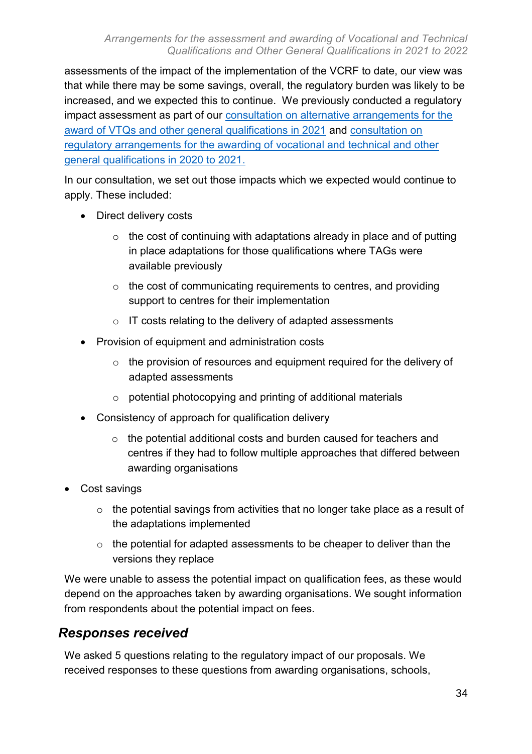assessments of the impact of the implementation of the VCRF to date, our view was that while there may be some savings, overall, the regulatory burden was likely to be increased, and we expected this to continue. We previously conducted a regulatory impact assessment as part of our consultation on alternative arrangements for the award of VTQs and other general qualifications in 2021 and consultation on regulatory arrangements for the awarding of vocational and technical and other general qualifications in 2020 to 2021.

In our consultation, we set out those impacts which we expected would continue to apply. These included:

- Direct delivery costs
  - the cost of continuing with adaptations already in place and of putting in place adaptations for those qualifications where TAGs were available previously
  - the cost of communicating requirements to centres, and providing support to centres for their implementation
  - IT costs relating to the delivery of adapted assessments
- Provision of equipment and administration costs
  - the provision of resources and equipment required for the delivery of adapted assessments
  - potential photocopying and printing of additional materials
- Consistency of approach for qualification delivery
  - the potential additional costs and burden caused for teachers and centres if they had to follow multiple approaches that differed between awarding organisations
- Cost savings
  - the potential savings from activities that no longer take place as a result of the adaptations implemented
  - the potential for adapted assessments to be cheaper to deliver than the versions they replace

We were unable to assess the potential impact on qualification fees, as these would depend on the approaches taken by awarding organisations. We sought information from respondents about the potential impact on fees.

## *Responses received*

We asked 5 questions relating to the regulatory impact of our proposals. We received responses to these questions from awarding organisations, schools,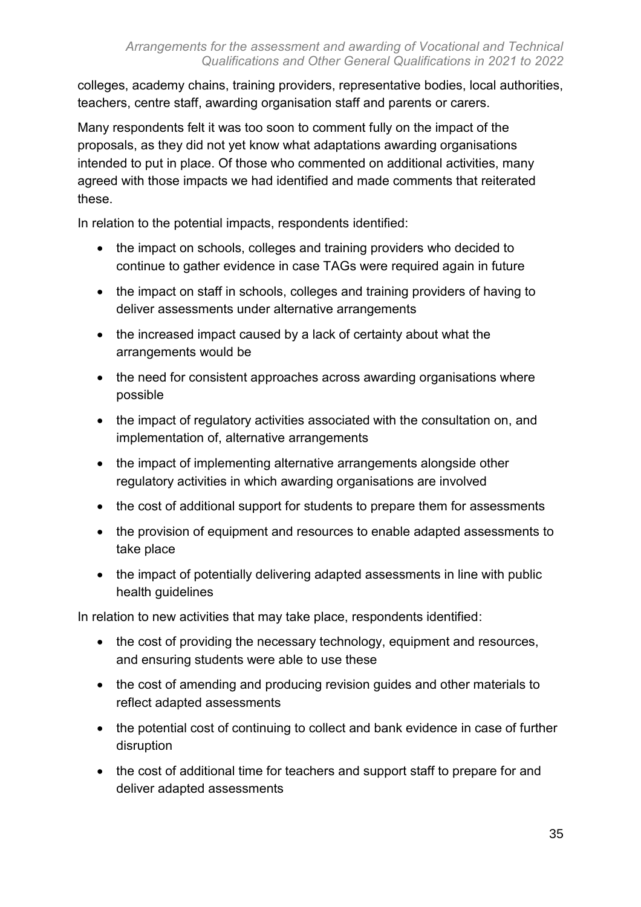colleges, academy chains, training providers, representative bodies, local authorities, teachers, centre staff, awarding organisation staff and parents or carers.

Many respondents felt it was too soon to comment fully on the impact of the proposals, as they did not yet know what adaptations awarding organisations intended to put in place. Of those who commented on additional activities, many agreed with those impacts we had identified and made comments that reiterated these.

In relation to the potential impacts, respondents identified:

- the impact on schools, colleges and training providers who decided to continue to gather evidence in case TAGs were required again in future
- the impact on staff in schools, colleges and training providers of having to deliver assessments under alternative arrangements
- the increased impact caused by a lack of certainty about what the arrangements would be
- the need for consistent approaches across awarding organisations where possible
- the impact of regulatory activities associated with the consultation on, and implementation of, alternative arrangements
- the impact of implementing alternative arrangements alongside other regulatory activities in which awarding organisations are involved
- the cost of additional support for students to prepare them for assessments
- the provision of equipment and resources to enable adapted assessments to take place
- the impact of potentially delivering adapted assessments in line with public health guidelines

In relation to new activities that may take place, respondents identified:

- the cost of providing the necessary technology, equipment and resources, and ensuring students were able to use these
- the cost of amending and producing revision guides and other materials to reflect adapted assessments
- the potential cost of continuing to collect and bank evidence in case of further disruption
- the cost of additional time for teachers and support staff to prepare for and deliver adapted assessments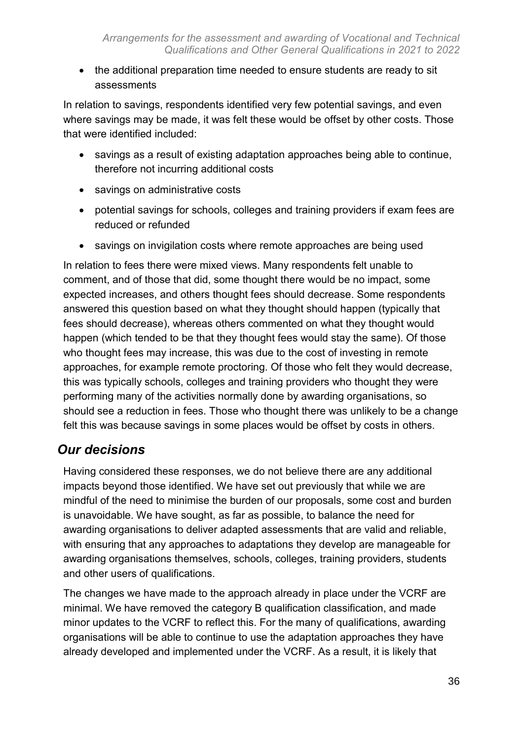- the additional preparation time needed to ensure students are ready to sit assessments

In relation to savings, respondents identified very few potential savings, and even where savings may be made, it was felt these would be offset by other costs. Those that were identified included:

- savings as a result of existing adaptation approaches being able to continue, therefore not incurring additional costs
- savings on administrative costs
- potential savings for schools, colleges and training providers if exam fees are reduced or refunded
- savings on invigilation costs where remote approaches are being used

In relation to fees there were mixed views. Many respondents felt unable to comment, and of those that did, some thought there would be no impact, some expected increases, and others thought fees should decrease. Some respondents answered this question based on what they thought should happen (typically that fees should decrease), whereas others commented on what they thought would happen (which tended to be that they thought fees would stay the same). Of those who thought fees may increase, this was due to the cost of investing in remote approaches, for example remote proctoring. Of those who felt they would decrease, this was typically schools, colleges and training providers who thought they were performing many of the activities normally done by awarding organisations, so should see a reduction in fees. Those who thought there was unlikely to be a change felt this was because savings in some places would be offset by costs in others.

## *Our decisions*

Having considered these responses, we do not believe there are any additional impacts beyond those identified. We have set out previously that while we are mindful of the need to minimise the burden of our proposals, some cost and burden is unavoidable. We have sought, as far as possible, to balance the need for awarding organisations to deliver adapted assessments that are valid and reliable, with ensuring that any approaches to adaptations they develop are manageable for awarding organisations themselves, schools, colleges, training providers, students and other users of qualifications.

The changes we have made to the approach already in place under the VCRF are minimal. We have removed the category B qualification classification, and made minor updates to the VCRF to reflect this. For the many of qualifications, awarding organisations will be able to continue to use the adaptation approaches they have already developed and implemented under the VCRF. As a result, it is likely that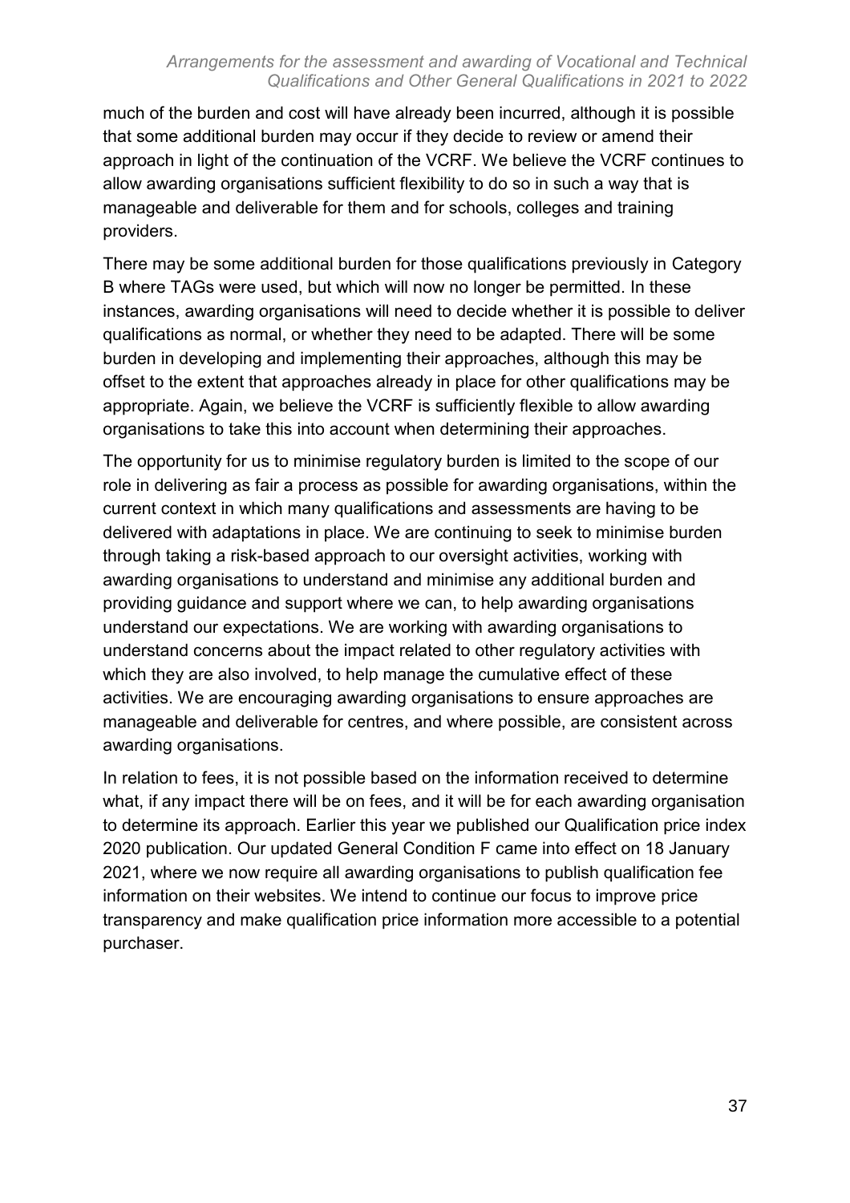much of the burden and cost will have already been incurred, although it is possible that some additional burden may occur if they decide to review or amend their approach in light of the continuation of the VCRF. We believe the VCRF continues to allow awarding organisations sufficient flexibility to do so in such a way that is manageable and deliverable for them and for schools, colleges and training providers.

There may be some additional burden for those qualifications previously in Category B where TAGs were used, but which will now no longer be permitted. In these instances, awarding organisations will need to decide whether it is possible to deliver qualifications as normal, or whether they need to be adapted. There will be some burden in developing and implementing their approaches, although this may be offset to the extent that approaches already in place for other qualifications may be appropriate. Again, we believe the VCRF is sufficiently flexible to allow awarding organisations to take this into account when determining their approaches.

The opportunity for us to minimise regulatory burden is limited to the scope of our role in delivering as fair a process as possible for awarding organisations, within the current context in which many qualifications and assessments are having to be delivered with adaptations in place. We are continuing to seek to minimise burden through taking a risk-based approach to our oversight activities, working with awarding organisations to understand and minimise any additional burden and providing guidance and support where we can, to help awarding organisations understand our expectations. We are working with awarding organisations to understand concerns about the impact related to other regulatory activities with which they are also involved, to help manage the cumulative effect of these activities. We are encouraging awarding organisations to ensure approaches are manageable and deliverable for centres, and where possible, are consistent across awarding organisations.

In relation to fees, it is not possible based on the information received to determine what, if any impact there will be on fees, and it will be for each awarding organisation to determine its approach. Earlier this year we published our Qualification price index 2020 publication. Our updated General Condition F came into effect on 18 January 2021, where we now require all awarding organisations to publish qualification fee information on their websites. We intend to continue our focus to improve price transparency and make qualification price information more accessible to a potential purchaser.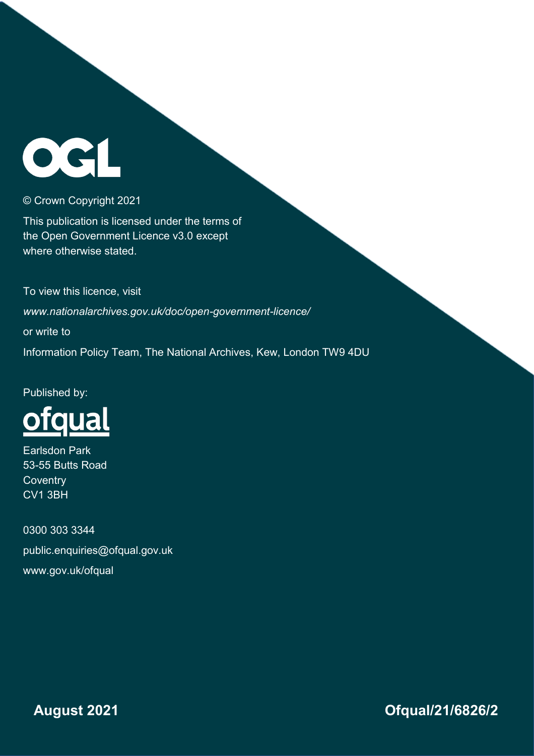OGL

© Crown Copyright 2021

This publication is licensed under the terms of the Open Government Licence v3.0 except where otherwise stated.

To view this licence, visit

*www.nationalarchives.gov.uk/doc/open-government-licence/*

or write to

Information Policy Team, The National Archives, Kew, London TW9 4DU

Published by:

ofqual

Earlsdon Park
53-55 Butts Road
Coventry
CV1 3BH

0300 303 3344

public.enquiries@ofqual.gov.uk

www.gov.uk/ofqual

**August 2021** **Ofqual/21/6826/2**